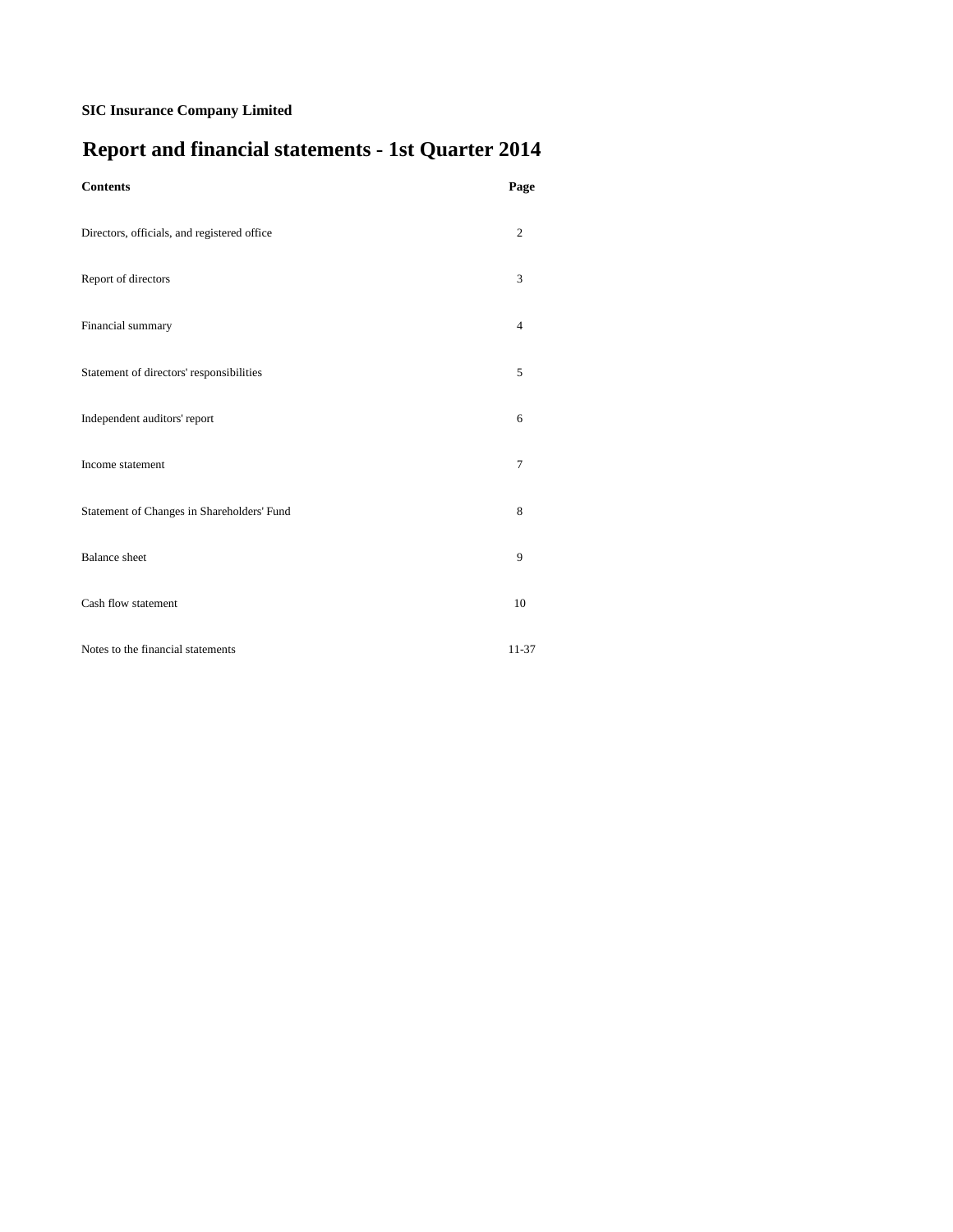**SIC Insurance Company Limited**

# Report and financial statements - 1st Quarter 2014

| Contents | Page |
|---|---|
| Directors, officials, and registered office | 2 |
| Report of directors | 3 |
| Financial summary | 4 |
| Statement of directors' responsibilities | 5 |
| Independent auditors' report | 6 |
| Income statement | 7 |
| Statement of Changes in Shareholders' Fund | 8 |
| Balance sheet | 9 |
| Cash flow statement | 10 |
| Notes to the financial statements | 11-37 |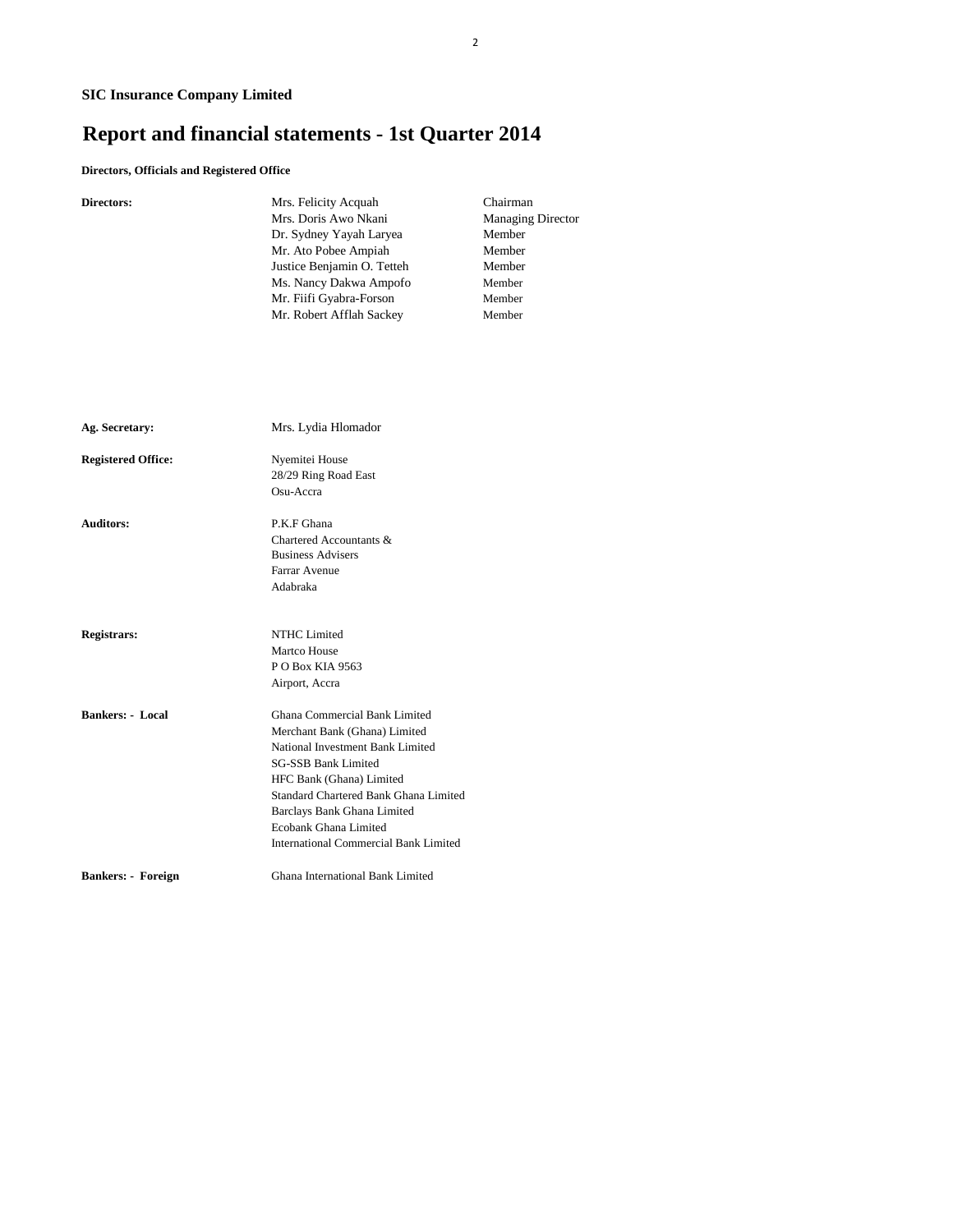**SIC Insurance Company Limited**

# Report and financial statements - 1st Quarter 2014

**Directors, Officials and Registered Office**

| | | |
|---|---|---|
| **Directors:** | Mrs. Felicity Acquah | Chairman |
| | Mrs. Doris Awo Nkani | Managing Director |
| | Dr. Sydney Yayah Laryea | Member |
| | Mr. Ato Pobee Ampiah | Member |
| | Justice Benjamin O. Tetteh | Member |
| | Ms. Nancy Dakwa Ampofo | Member |
| | Mr. Fiifi Gyabra-Forson | Member |
| | Mr. Robert Afflah Sackey | Member |

**Ag. Secretary:** Mrs. Lydia Hlomador

**Registered Office:**
Nyemitei House
28/29 Ring Road East
Osu-Accra

**Auditors:**
P.K.F Ghana
Chartered Accountants &
Business Advisers
Farrar Avenue
Adabraka

**Registrars:**
NTHC Limited
Martco House
P O Box KIA 9563
Airport, Accra

**Bankers: - Local**
Ghana Commercial Bank Limited
Merchant Bank (Ghana) Limited
National Investment Bank Limited
SG-SSB Bank Limited
HFC Bank (Ghana) Limited
Standard Chartered Bank Ghana Limited
Barclays Bank Ghana Limited
Ecobank Ghana Limited
International Commercial Bank Limited

**Bankers: - Foreign**
Ghana International Bank Limited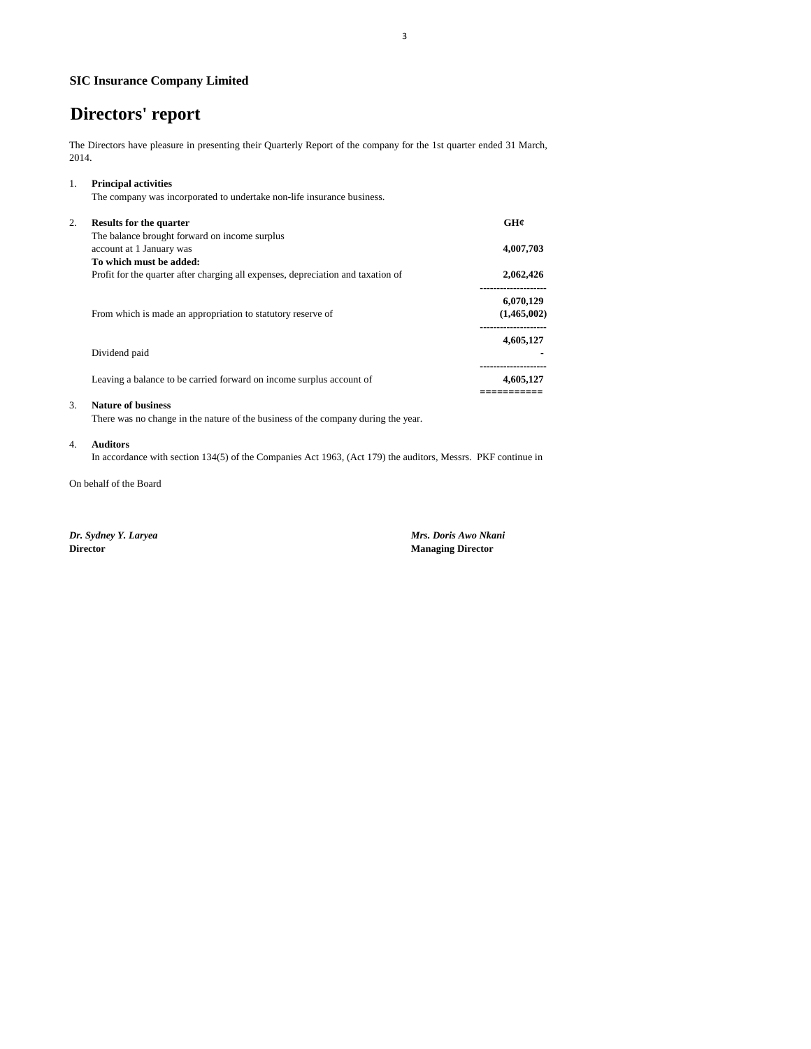**SIC Insurance Company Limited**

# Directors' report

The Directors have pleasure in presenting their Quarterly Report of the company for the 1st quarter ended 31 March, 2014.

1. **Principal activities**

   The company was incorporated to undertake non-life insurance business.

2. **Results for the quarter**

| | GH¢ |
|---|---|
| The balance brought forward on income surplus account at 1 January was | **4,007,703** |
| **To which must be added:** | |
| Profit for the quarter after charging all expenses, depreciation and taxation of | **2,062,426** |
| | **6,070,129** |
| From which is made an appropriation to statutory reserve of | **(1,465,002)** |
| | **4,605,127** |
| Dividend paid | **-** |
| Leaving a balance to be carried forward on income surplus account of | **4,605,127** |

3. **Nature of business**

   There was no change in the nature of the business of the company during the year.

4. **Auditors**

   In accordance with section 134(5) of the Companies Act 1963, (Act 179) the auditors, Messrs. PKF continue in

On behalf of the Board

***Dr. Sydney Y. Laryea***
**Director**

***Mrs. Doris Awo Nkani***
**Managing Director**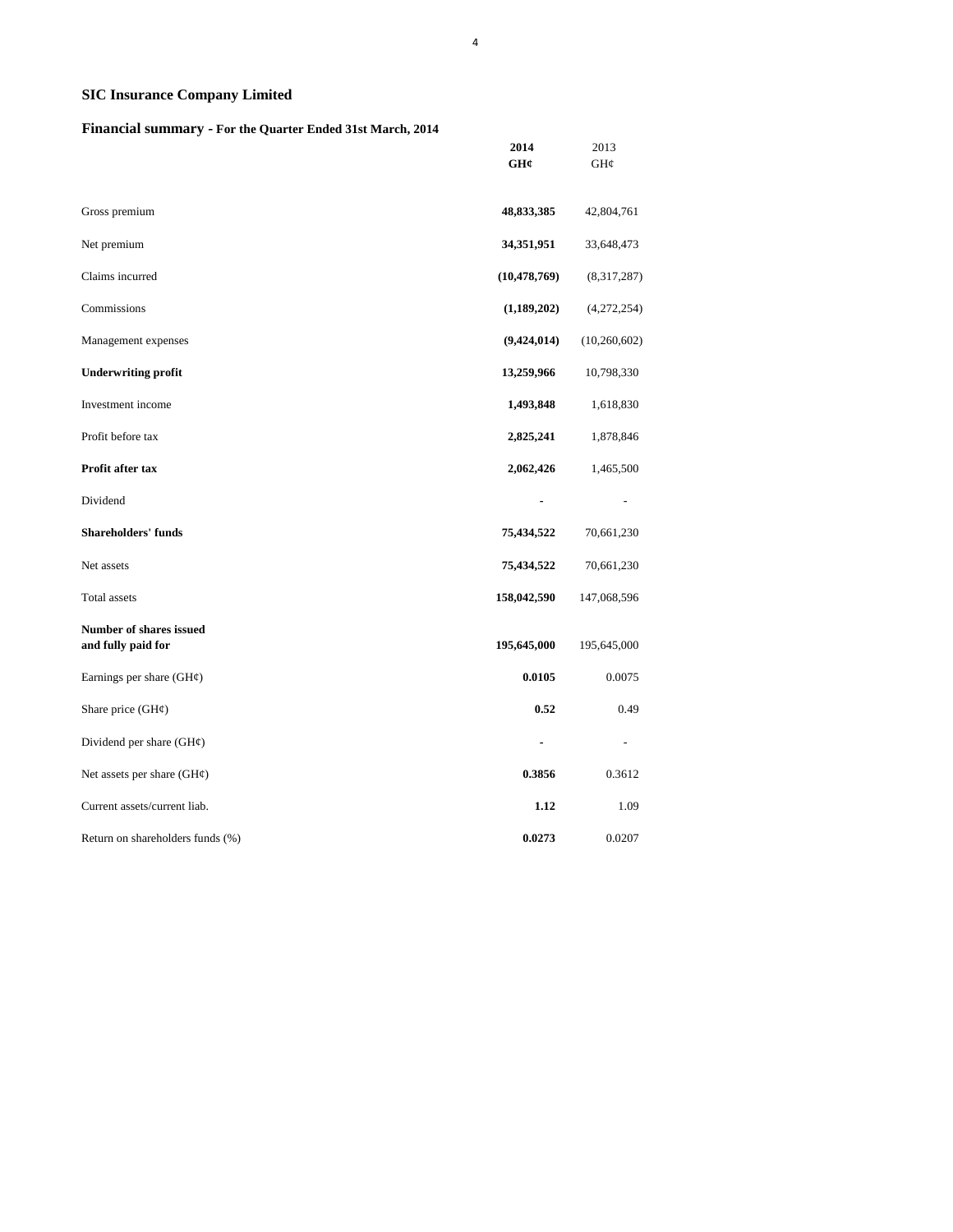## SIC Insurance Company Limited

### Financial summary - For the Quarter Ended 31st March, 2014

| | **2014** | 2013 |
|---|---|---|
| | **GH¢** | GH¢ |
| Gross premium | **48,833,385** | 42,804,761 |
| Net premium | **34,351,951** | 33,648,473 |
| Claims incurred | **(10,478,769)** | (8,317,287) |
| Commissions | **(1,189,202)** | (4,272,254) |
| Management expenses | **(9,424,014)** | (10,260,602) |
| **Underwriting profit** | **13,259,966** | 10,798,330 |
| Investment income | **1,493,848** | 1,618,830 |
| Profit before tax | **2,825,241** | 1,878,846 |
| **Profit after tax** | **2,062,426** | 1,465,500 |
| Dividend | - | - |
| **Shareholders' funds** | **75,434,522** | 70,661,230 |
| Net assets | **75,434,522** | 70,661,230 |
| Total assets | **158,042,590** | 147,068,596 |
| **Number of shares issued and fully paid for** | **195,645,000** | 195,645,000 |
| Earnings per share (GH¢) | **0.0105** | 0.0075 |
| Share price (GH¢) | **0.52** | 0.49 |
| Dividend per share (GH¢) | **-** | - |
| Net assets per share (GH¢) | **0.3856** | 0.3612 |
| Current assets/current liab. | **1.12** | 1.09 |
| Return on shareholders funds (%) | **0.0273** | 0.0207 |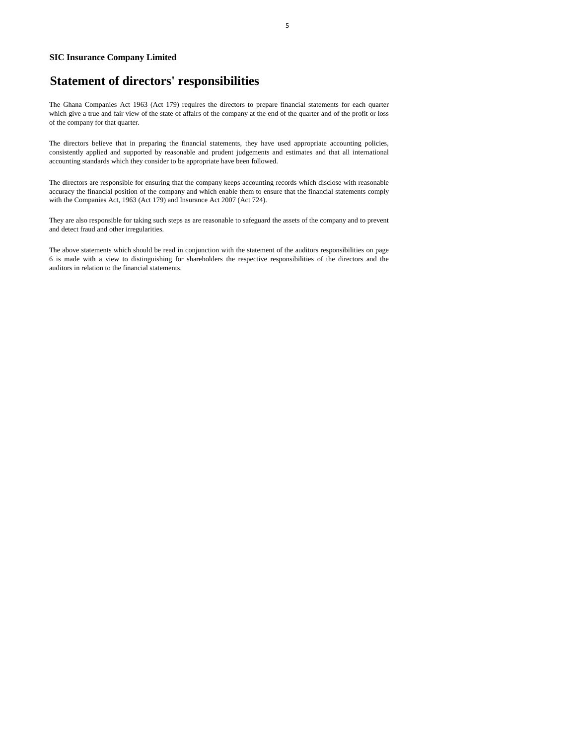**SIC Insurance Company Limited**

# Statement of directors' responsibilities

The Ghana Companies Act 1963 (Act 179) requires the directors to prepare financial statements for each quarter which give a true and fair view of the state of affairs of the company at the end of the quarter and of the profit or loss of the company for that quarter.

The directors believe that in preparing the financial statements, they have used appropriate accounting policies, consistently applied and supported by reasonable and prudent judgements and estimates and that all international accounting standards which they consider to be appropriate have been followed.

The directors are responsible for ensuring that the company keeps accounting records which disclose with reasonable accuracy the financial position of the company and which enable them to ensure that the financial statements comply with the Companies Act, 1963 (Act 179) and Insurance Act 2007 (Act 724).

They are also responsible for taking such steps as are reasonable to safeguard the assets of the company and to prevent and detect fraud and other irregularities.

The above statements which should be read in conjunction with the statement of the auditors responsibilities on page 6 is made with a view to distinguishing for shareholders the respective responsibilities of the directors and the auditors in relation to the financial statements.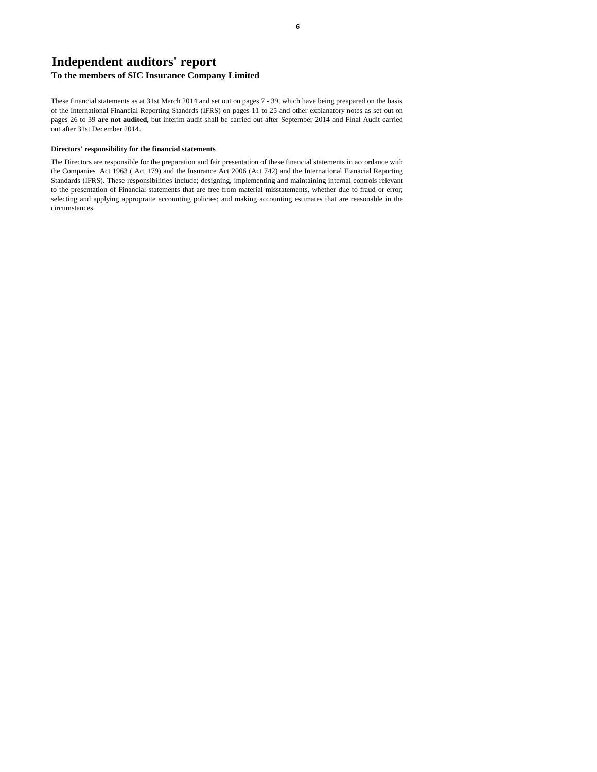# Independent auditors' report

**To the members of SIC Insurance Company Limited**

These financial statements as at 31st March 2014 and set out on pages 7 - 39, which have being preapared on the basis of the International Financial Reporting Standrds (IFRS) on pages 11 to 25 and other explanatory notes as set out on pages 26 to 39 **are not audited,** but interim audit shall be carried out after September 2014 and Final Audit carried out after 31st December 2014.

**Directors' responsibility for the financial statements**

The Directors are responsible for the preparation and fair presentation of these financial statements in accordance with the Companies Act 1963 ( Act 179) and the Insurance Act 2006 (Act 742) and the International Fianacial Reporting Standards (IFRS). These responsibilities include; designing, implementing and maintaining internal controls relevant to the presentation of Financial statements that are free from material misstatements, whether due to fraud or error; selecting and applying appropraite accounting policies; and making accounting estimates that are reasonable in the circumstances.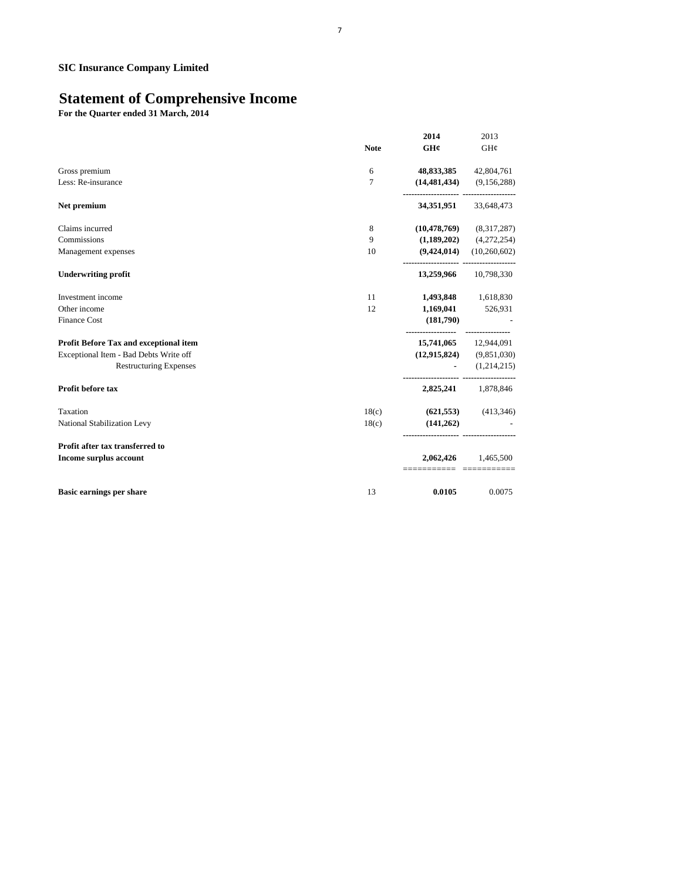**SIC Insurance Company Limited**

# Statement of Comprehensive Income

**For the Quarter ended 31 March, 2014**

| | Note | 2014 GH¢ | 2013 GH¢ |
|---|---|---|---|
| Gross premium | 6 | **48,833,385** | 42,804,761 |
| Less: Re-insurance | 7 | **(14,481,434)** | (9,156,288) |
| **Net premium** | | **34,351,951** | 33,648,473 |
| Claims incurred | 8 | **(10,478,769)** | (8,317,287) |
| Commissions | 9 | **(1,189,202)** | (4,272,254) |
| Management expenses | 10 | **(9,424,014)** | (10,260,602) |
| **Underwriting profit** | | **13,259,966** | 10,798,330 |
| Investment income | 11 | **1,493,848** | 1,618,830 |
| Other income | 12 | **1,169,041** | 526,931 |
| Finance Cost | | **(181,790)** | - |
| **Profit Before Tax and exceptional item** | | **15,741,065** | 12,944,091 |
| Exceptional Item - Bad Debts Write off | | **(12,915,824)** | (9,851,030) |
| Restructuring Expenses | | **-** | (1,214,215) |
| **Profit before tax** | | **2,825,241** | 1,878,846 |
| Taxation | 18(c) | **(621,553)** | (413,346) |
| National Stabilization Levy | 18(c) | **(141,262)** | - |
| **Profit after tax transferred to Income surplus account** | | **2,062,426** | 1,465,500 |
| **Basic earnings per share** | 13 | **0.0105** | 0.0075 |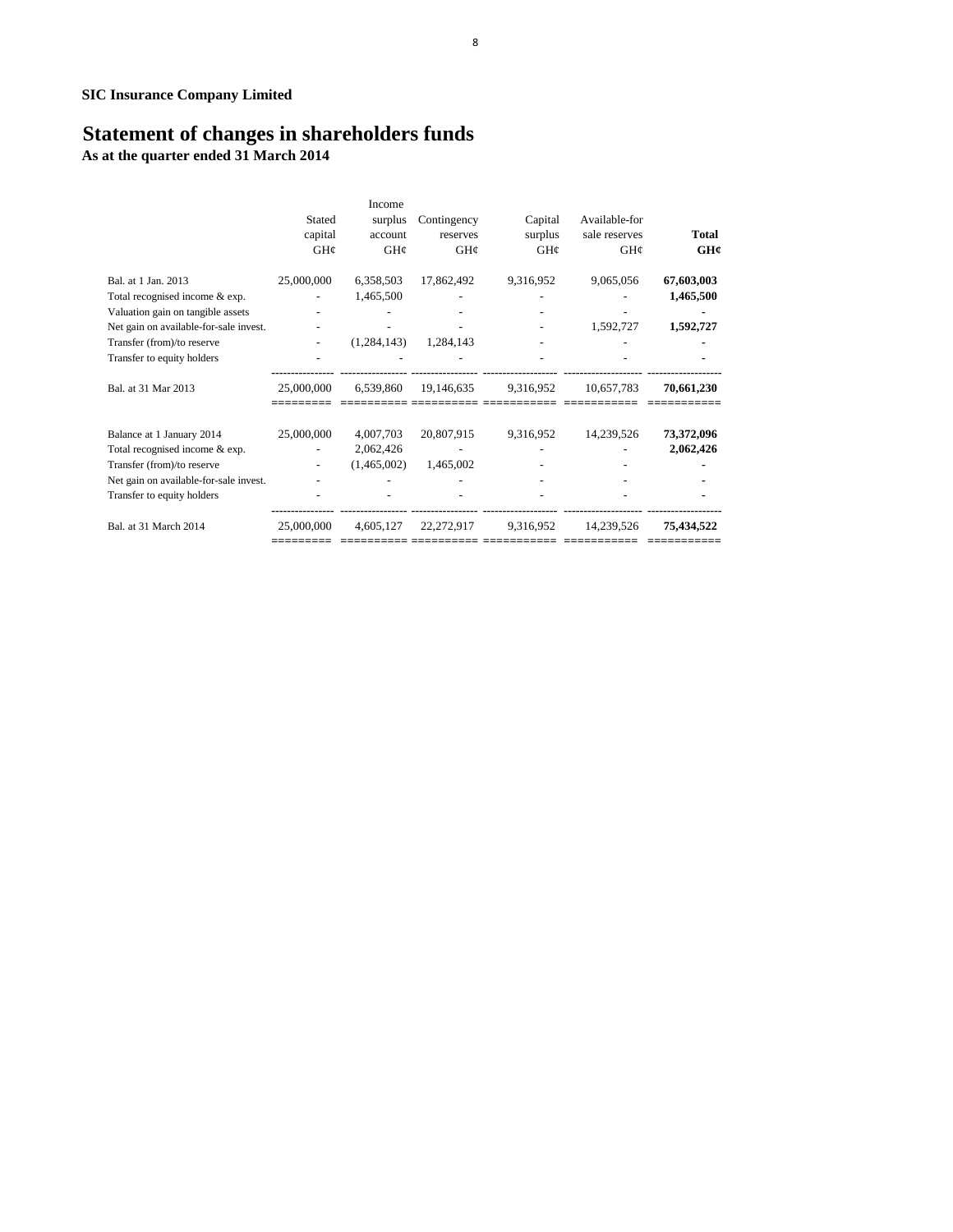**SIC Insurance Company Limited**

# Statement of changes in shareholders funds

**As at the quarter ended 31 March 2014**

| | Stated capital GH¢ | Income surplus account GH¢ | Contingency reserves GH¢ | Capital surplus GH¢ | Available-for sale reserves GH¢ | **Total GH¢** |
|---|---|---|---|---|---|---|
| Bal. at 1 Jan. 2013 | 25,000,000 | 6,358,503 | 17,862,492 | 9,316,952 | 9,065,056 | **67,603,003** |
| Total recognised income & exp. | - | 1,465,500 | - | - | - | **1,465,500** |
| Valuation gain on tangible assets | - | - | - | - | - | **-** |
| Net gain on available-for-sale invest. | - | - | - | - | 1,592,727 | **1,592,727** |
| Transfer (from)/to reserve | - | (1,284,143) | 1,284,143 | - | - | **-** |
| Transfer to equity holders | - | - | - | - | - | **-** |
| Bal. at 31 Mar 2013 | 25,000,000 | 6,539,860 | 19,146,635 | 9,316,952 | 10,657,783 | **70,661,230** |
| | | | | | | |
| Balance at 1 January 2014 | 25,000,000 | 4,007,703 | 20,807,915 | 9,316,952 | 14,239,526 | **73,372,096** |
| Total recognised income & exp. | - | 2,062,426 | - | - | - | **2,062,426** |
| Transfer (from)/to reserve | - | (1,465,002) | 1,465,002 | - | - | **-** |
| Net gain on available-for-sale invest. | - | - | - | - | - | - |
| Transfer to equity holders | - | - | - | - | - | **-** |
| Bal. at 31 March 2014 | 25,000,000 | 4,605,127 | 22,272,917 | 9,316,952 | 14,239,526 | **75,434,522** |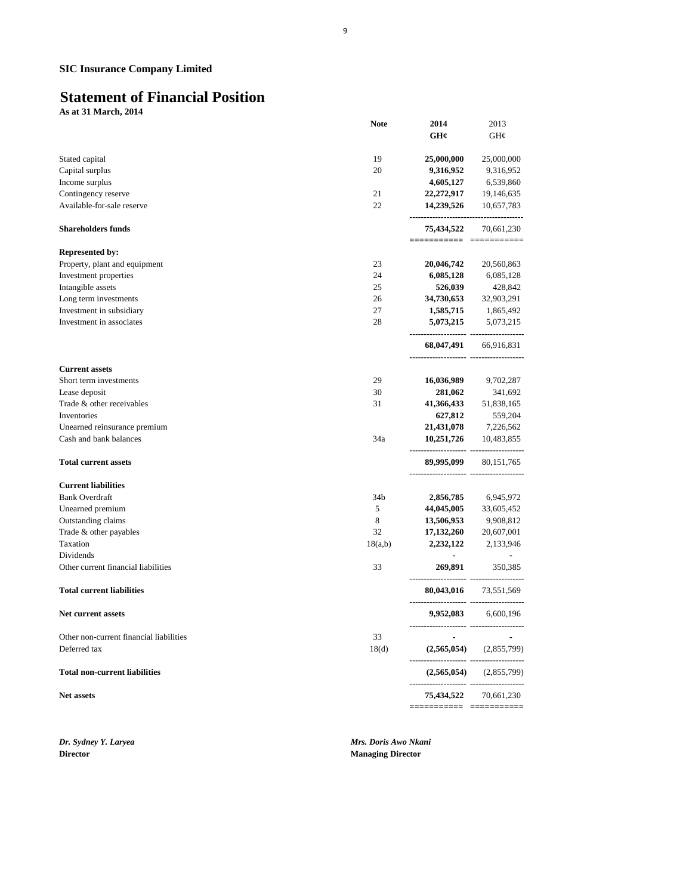## SIC Insurance Company Limited

# Statement of Financial Position

**As at 31 March, 2014**

| | Note | 2014 GH¢ | 2013 GH¢ |
|---|---|---|---|
| Stated capital | 19 | **25,000,000** | 25,000,000 |
| Capital surplus | 20 | **9,316,952** | 9,316,952 |
| Income surplus | | **4,605,127** | 6,539,860 |
| Contingency reserve | 21 | **22,272,917** | 19,146,635 |
| Available-for-sale reserve | 22 | **14,239,526** | 10,657,783 |
| **Shareholders funds** | | **75,434,522** | 70,661,230 |
| **Represented by:** | | | |
| Property, plant and equipment | 23 | **20,046,742** | 20,560,863 |
| Investment properties | 24 | **6,085,128** | 6,085,128 |
| Intangible assets | 25 | **526,039** | 428,842 |
| Long term investments | 26 | **34,730,653** | 32,903,291 |
| Investment in subsidiary | 27 | **1,585,715** | 1,865,492 |
| Investment in associates | 28 | **5,073,215** | 5,073,215 |
| | | **68,047,491** | 66,916,831 |
| **Current assets** | | | |
| Short term investments | 29 | **16,036,989** | 9,702,287 |
| Lease deposit | 30 | **281,062** | 341,692 |
| Trade & other receivables | 31 | **41,366,433** | 51,838,165 |
| Inventories | | **627,812** | 559,204 |
| Unearned reinsurance premium | | **21,431,078** | 7,226,562 |
| Cash and bank balances | 34a | **10,251,726** | 10,483,855 |
| **Total current assets** | | **89,995,099** | 80,151,765 |
| **Current liabilities** | | | |
| Bank Overdraft | 34b | **2,856,785** | 6,945,972 |
| Unearned premium | 5 | **44,045,005** | 33,605,452 |
| Outstanding claims | 8 | **13,506,953** | 9,908,812 |
| Trade & other payables | 32 | **17,132,260** | 20,607,001 |
| Taxation | 18(a,b) | **2,232,122** | 2,133,946 |
| Dividends | | **-** | - |
| Other current financial liabilities | 33 | **269,891** | 350,385 |
| **Total current liabilities** | | **80,043,016** | 73,551,569 |
| **Net current assets** | | **9,952,083** | 6,600,196 |
| Other non-current financial liabilities | 33 | **-** | - |
| Deferred tax | 18(d) | **(2,565,054)** | (2,855,799) |
| **Total non-current liabilities** | | **(2,565,054)** | (2,855,799) |
| **Net assets** | | **75,434,522** | 70,661,230 |

***Dr. Sydney Y. Laryea***
**Director**

***Mrs. Doris Awo Nkani***
**Managing Director**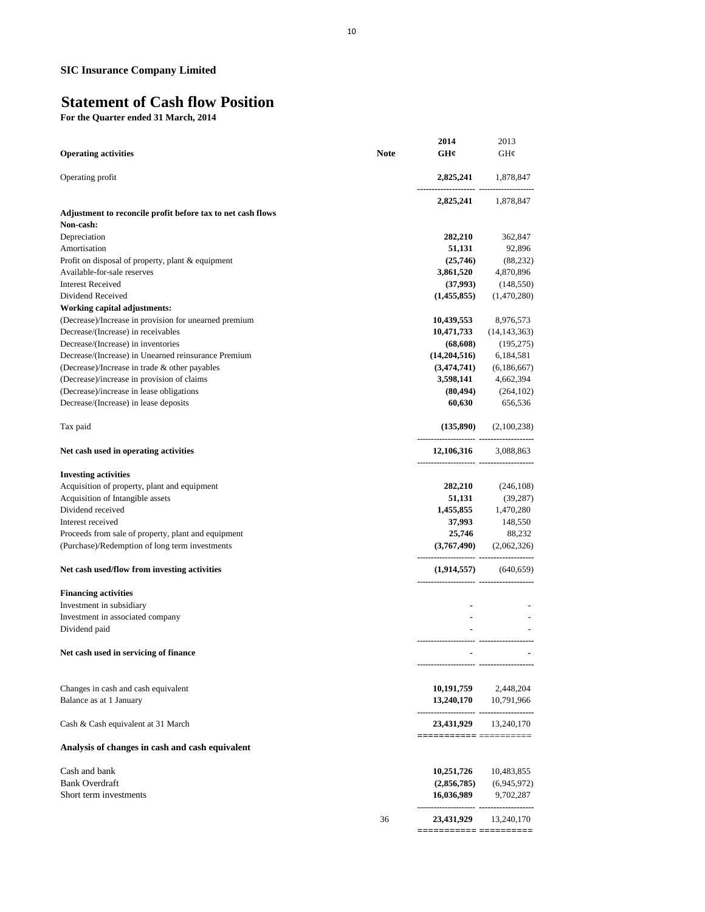**SIC Insurance Company Limited**

# Statement of Cash flow Position

**For the Quarter ended 31 March, 2014**

| **Operating activities** | **Note** | **2014** **GH¢** | 2013 GH¢ |
|---|---|---|---|
| Operating profit | | **2,825,241** | 1,878,847 |
| | | **2,825,241** | 1,878,847 |
| **Adjustment to reconcile profit before tax to net cash flows** | | | |
| **Non-cash:** | | | |
| Depreciation | | **282,210** | 362,847 |
| Amortisation | | **51,131** | 92,896 |
| Profit on disposal of property, plant & equipment | | **(25,746)** | (88,232) |
| Available-for-sale reserves | | **3,861,520** | 4,870,896 |
| Interest Received | | **(37,993)** | (148,550) |
| Dividend Received | | **(1,455,855)** | (1,470,280) |
| **Working capital adjustments:** | | | |
| (Decrease)/Increase in provision for unearned premium | | **10,439,553** | 8,976,573 |
| Decrease/(Increase) in receivables | | **10,471,733** | (14,143,363) |
| Decrease/(Increase) in inventories | | **(68,608)** | (195,275) |
| Decrease/(Increase) in Unearned reinsurance Premium | | **(14,204,516)** | 6,184,581 |
| (Decrease)/Increase in trade & other payables | | **(3,474,741)** | (6,186,667) |
| (Decrease)/increase in provision of claims | | **3,598,141** | 4,662,394 |
| (Decrease)/increase in lease obligations | | **(80,494)** | (264,102) |
| Decrease/(Increase) in lease deposits | | **60,630** | 656,536 |
| Tax paid | | **(135,890)** | (2,100,238) |
| **Net cash used in operating activities** | | **12,106,316** | 3,088,863 |
| **Investing activities** | | | |
| Acquisition of property, plant and equipment | | **282,210** | (246,108) |
| Acquisition of Intangible assets | | **51,131** | (39,287) |
| Dividend received | | **1,455,855** | 1,470,280 |
| Interest received | | **37,993** | 148,550 |
| Proceeds from sale of property, plant and equipment | | **25,746** | 88,232 |
| (Purchase)/Redemption of long term investments | | **(3,767,490)** | (2,062,326) |
| **Net cash used/flow from investing activities** | | **(1,914,557)** | (640,659) |
| **Financing activities** | | | |
| Investment in subsidiary | | **-** | - |
| Investment in associated company | | **-** | - |
| Dividend paid | | **-** | - |
| **Net cash used in servicing of finance** | | **-** | - |
| Changes in cash and cash equivalent | | **10,191,759** | 2,448,204 |
| Balance as at 1 January | | **13,240,170** | 10,791,966 |
| Cash & Cash equivalent at 31 March | | **23,431,929** | 13,240,170 |
| **Analysis of changes in cash and cash equivalent** | | | |
| Cash and bank | | **10,251,726** | 10,483,855 |
| Bank Overdraft | | **(2,856,785)** | (6,945,972) |
| Short term investments | | **16,036,989** | 9,702,287 |
| | 36 | **23,431,929** | 13,240,170 |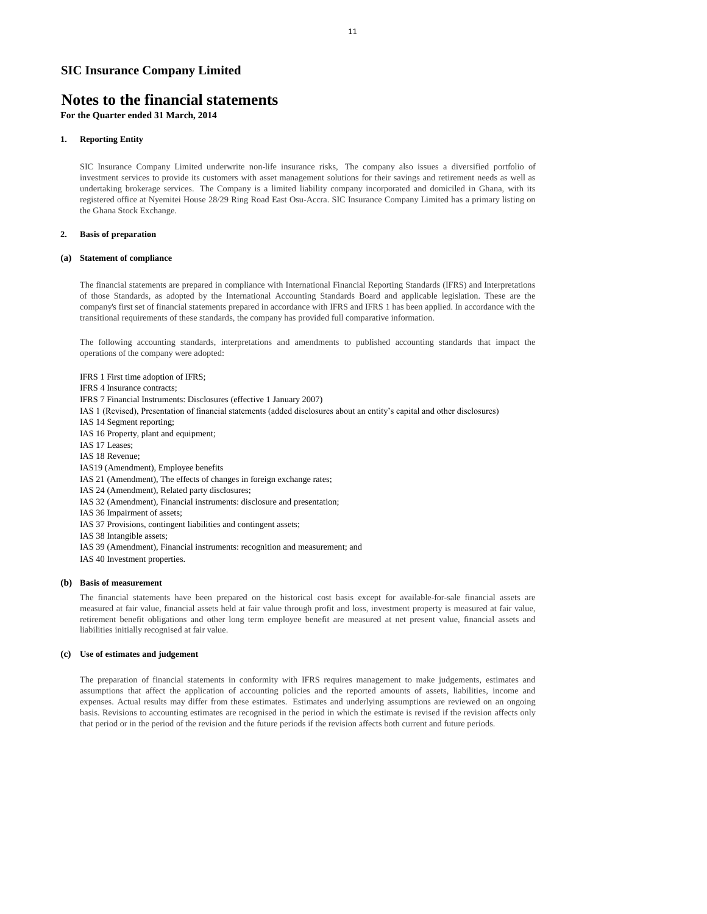## SIC Insurance Company Limited

# Notes to the financial statements

**For the Quarter ended 31 March, 2014**

### 1. Reporting Entity

SIC Insurance Company Limited underwrite non-life insurance risks, The company also issues a diversified portfolio of investment services to provide its customers with asset management solutions for their savings and retirement needs as well as undertaking brokerage services. The Company is a limited liability company incorporated and domiciled in Ghana, with its registered office at Nyemitei House 28/29 Ring Road East Osu-Accra. SIC Insurance Company Limited has a primary listing on the Ghana Stock Exchange.

### 2. Basis of preparation

#### (a) Statement of compliance

The financial statements are prepared in compliance with International Financial Reporting Standards (IFRS) and Interpretations of those Standards, as adopted by the International Accounting Standards Board and applicable legislation. These are the company's first set of financial statements prepared in accordance with IFRS and IFRS 1 has been applied. In accordance with the transitional requirements of these standards, the company has provided full comparative information.

The following accounting standards, interpretations and amendments to published accounting standards that impact the operations of the company were adopted:

IFRS 1 First time adoption of IFRS;
IFRS 4 Insurance contracts;
IFRS 7 Financial Instruments: Disclosures (effective 1 January 2007)
IAS 1 (Revised), Presentation of financial statements (added disclosures about an entity's capital and other disclosures)
IAS 14 Segment reporting;
IAS 16 Property, plant and equipment;
IAS 17 Leases;
IAS 18 Revenue;
IAS19 (Amendment), Employee benefits
IAS 21 (Amendment), The effects of changes in foreign exchange rates;
IAS 24 (Amendment), Related party disclosures;
IAS 32 (Amendment), Financial instruments: disclosure and presentation;
IAS 36 Impairment of assets;
IAS 37 Provisions, contingent liabilities and contingent assets;
IAS 38 Intangible assets;
IAS 39 (Amendment), Financial instruments: recognition and measurement; and
IAS 40 Investment properties.

#### (b) Basis of measurement

The financial statements have been prepared on the historical cost basis except for available-for-sale financial assets are measured at fair value, financial assets held at fair value through profit and loss, investment property is measured at fair value, retirement benefit obligations and other long term employee benefit are measured at net present value, financial assets and liabilities initially recognised at fair value.

#### (c) Use of estimates and judgement

The preparation of financial statements in conformity with IFRS requires management to make judgements, estimates and assumptions that affect the application of accounting policies and the reported amounts of assets, liabilities, income and expenses. Actual results may differ from these estimates. Estimates and underlying assumptions are reviewed on an ongoing basis. Revisions to accounting estimates are recognised in the period in which the estimate is revised if the revision affects only that period or in the period of the revision and the future periods if the revision affects both current and future periods.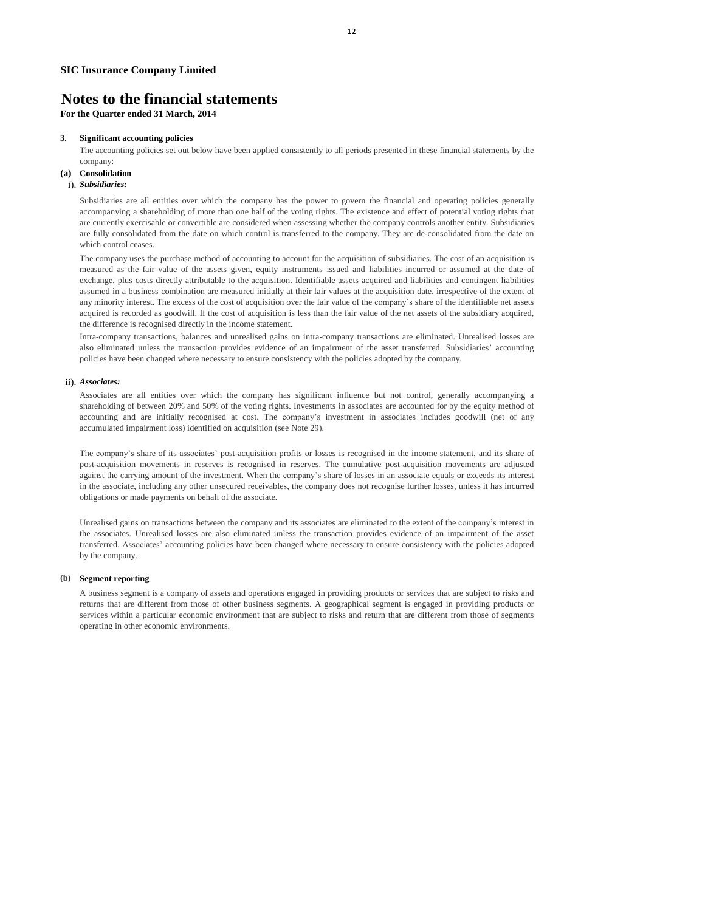**SIC Insurance Company Limited**

# Notes to the financial statements

**For the Quarter ended 31 March, 2014**

**3. Significant accounting policies**

The accounting policies set out below have been applied consistently to all periods presented in these financial statements by the company:

**(a) Consolidation**

i). ***Subsidiaries:***

Subsidiaries are all entities over which the company has the power to govern the financial and operating policies generally accompanying a shareholding of more than one half of the voting rights. The existence and effect of potential voting rights that are currently exercisable or convertible are considered when assessing whether the company controls another entity. Subsidiaries are fully consolidated from the date on which control is transferred to the company. They are de-consolidated from the date on which control ceases.

The company uses the purchase method of accounting to account for the acquisition of subsidiaries. The cost of an acquisition is measured as the fair value of the assets given, equity instruments issued and liabilities incurred or assumed at the date of exchange, plus costs directly attributable to the acquisition. Identifiable assets acquired and liabilities and contingent liabilities assumed in a business combination are measured initially at their fair values at the acquisition date, irrespective of the extent of any minority interest. The excess of the cost of acquisition over the fair value of the company's share of the identifiable net assets acquired is recorded as goodwill. If the cost of acquisition is less than the fair value of the net assets of the subsidiary acquired, the difference is recognised directly in the income statement.

Intra-company transactions, balances and unrealised gains on intra-company transactions are eliminated. Unrealised losses are also eliminated unless the transaction provides evidence of an impairment of the asset transferred. Subsidiaries' accounting policies have been changed where necessary to ensure consistency with the policies adopted by the company.

ii). ***Associates:***

Associates are all entities over which the company has significant influence but not control, generally accompanying a shareholding of between 20% and 50% of the voting rights. Investments in associates are accounted for by the equity method of accounting and are initially recognised at cost. The company's investment in associates includes goodwill (net of any accumulated impairment loss) identified on acquisition (see Note 29).

The company's share of its associates' post-acquisition profits or losses is recognised in the income statement, and its share of post-acquisition movements in reserves is recognised in reserves. The cumulative post-acquisition movements are adjusted against the carrying amount of the investment. When the company's share of losses in an associate equals or exceeds its interest in the associate, including any other unsecured receivables, the company does not recognise further losses, unless it has incurred obligations or made payments on behalf of the associate.

Unrealised gains on transactions between the company and its associates are eliminated to the extent of the company's interest in the associates. Unrealised losses are also eliminated unless the transaction provides evidence of an impairment of the asset transferred. Associates' accounting policies have been changed where necessary to ensure consistency with the policies adopted by the company.

**(b) Segment reporting**

A business segment is a company of assets and operations engaged in providing products or services that are subject to risks and returns that are different from those of other business segments. A geographical segment is engaged in providing products or services within a particular economic environment that are subject to risks and return that are different from those of segments operating in other economic environments.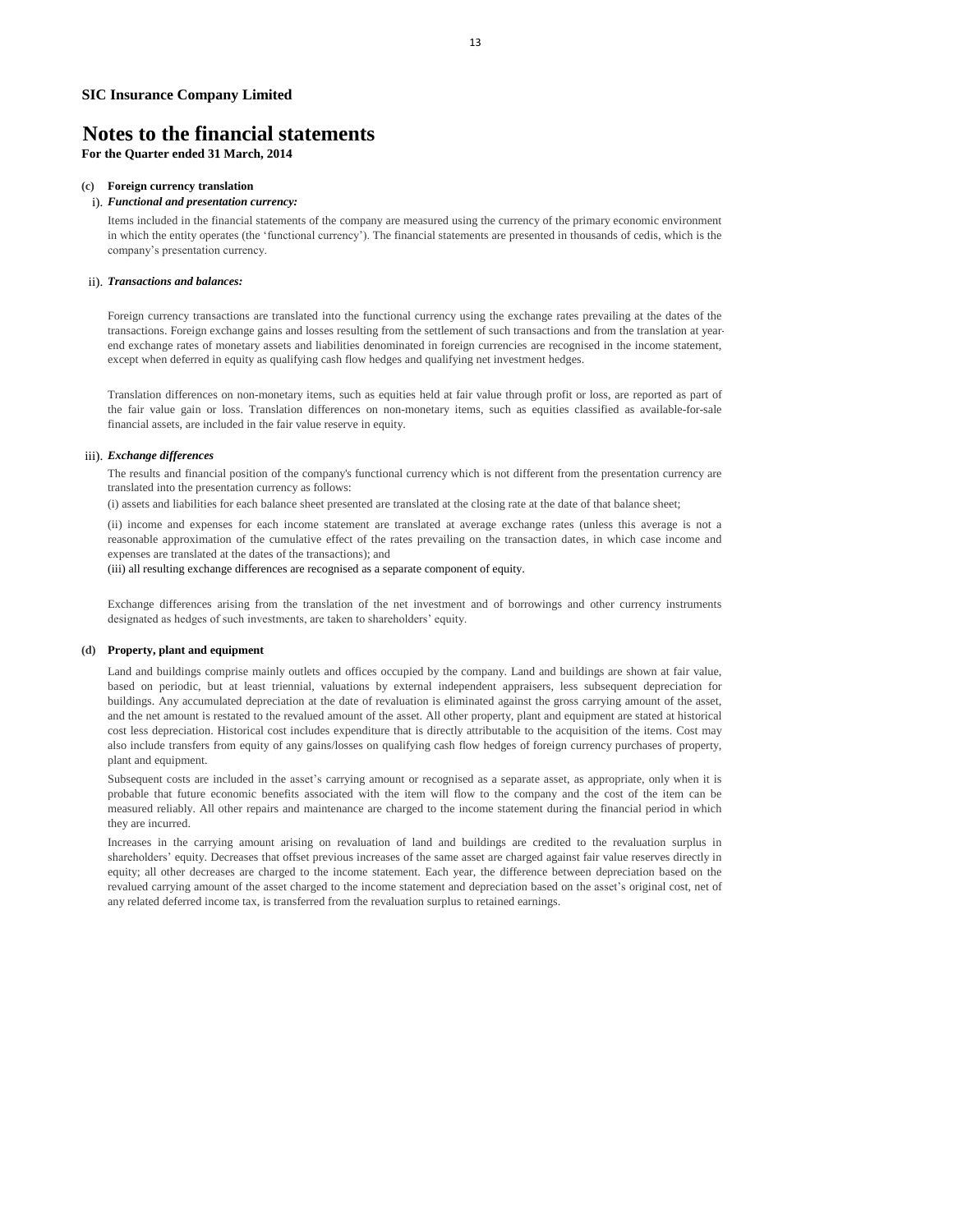**SIC Insurance Company Limited**

# Notes to the financial statements

**For the Quarter ended 31 March, 2014**

**(c) Foreign currency translation**

i). ***Functional and presentation currency:***

Items included in the financial statements of the company are measured using the currency of the primary economic environment in which the entity operates (the 'functional currency'). The financial statements are presented in thousands of cedis, which is the company's presentation currency.

ii). ***Transactions and balances:***

Foreign currency transactions are translated into the functional currency using the exchange rates prevailing at the dates of the transactions. Foreign exchange gains and losses resulting from the settlement of such transactions and from the translation at year-end exchange rates of monetary assets and liabilities denominated in foreign currencies are recognised in the income statement, except when deferred in equity as qualifying cash flow hedges and qualifying net investment hedges.

Translation differences on non-monetary items, such as equities held at fair value through profit or loss, are reported as part of the fair value gain or loss. Translation differences on non-monetary items, such as equities classified as available-for-sale financial assets, are included in the fair value reserve in equity.

iii). ***Exchange differences***

The results and financial position of the company's functional currency which is not different from the presentation currency are translated into the presentation currency as follows:

(i) assets and liabilities for each balance sheet presented are translated at the closing rate at the date of that balance sheet;

(ii) income and expenses for each income statement are translated at average exchange rates (unless this average is not a reasonable approximation of the cumulative effect of the rates prevailing on the transaction dates, in which case income and expenses are translated at the dates of the transactions); and

(iii) all resulting exchange differences are recognised as a separate component of equity.

Exchange differences arising from the translation of the net investment and of borrowings and other currency instruments designated as hedges of such investments, are taken to shareholders' equity.

**(d) Property, plant and equipment**

Land and buildings comprise mainly outlets and offices occupied by the company. Land and buildings are shown at fair value, based on periodic, but at least triennial, valuations by external independent appraisers, less subsequent depreciation for buildings. Any accumulated depreciation at the date of revaluation is eliminated against the gross carrying amount of the asset, and the net amount is restated to the revalued amount of the asset. All other property, plant and equipment are stated at historical cost less depreciation. Historical cost includes expenditure that is directly attributable to the acquisition of the items. Cost may also include transfers from equity of any gains/losses on qualifying cash flow hedges of foreign currency purchases of property, plant and equipment.

Subsequent costs are included in the asset's carrying amount or recognised as a separate asset, as appropriate, only when it is probable that future economic benefits associated with the item will flow to the company and the cost of the item can be measured reliably. All other repairs and maintenance are charged to the income statement during the financial period in which they are incurred.

Increases in the carrying amount arising on revaluation of land and buildings are credited to the revaluation surplus in shareholders' equity. Decreases that offset previous increases of the same asset are charged against fair value reserves directly in equity; all other decreases are charged to the income statement. Each year, the difference between depreciation based on the revalued carrying amount of the asset charged to the income statement and depreciation based on the asset's original cost, net of any related deferred income tax, is transferred from the revaluation surplus to retained earnings.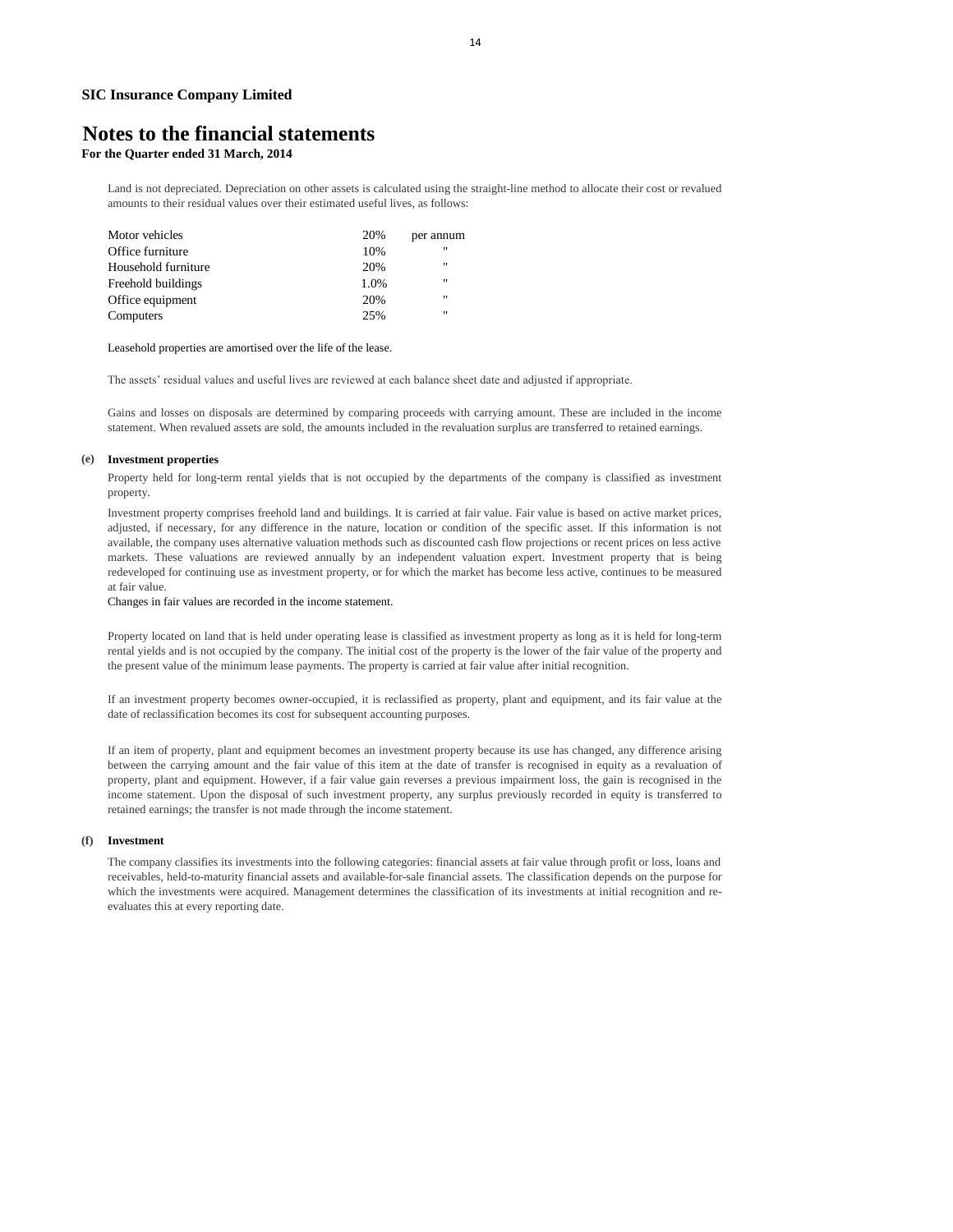**SIC Insurance Company Limited**

# Notes to the financial statements

**For the Quarter ended 31 March, 2014**

Land is not depreciated. Depreciation on other assets is calculated using the straight-line method to allocate their cost or revalued amounts to their residual values over their estimated useful lives, as follows:

| | | |
|---|---|---|
| Motor vehicles | 20% | per annum |
| Office furniture | 10% | " |
| Household furniture | 20% | " |
| Freehold buildings | 1.0% | " |
| Office equipment | 20% | " |
| Computers | 25% | " |

Leasehold properties are amortised over the life of the lease.

The assets' residual values and useful lives are reviewed at each balance sheet date and adjusted if appropriate.

Gains and losses on disposals are determined by comparing proceeds with carrying amount. These are included in the income statement. When revalued assets are sold, the amounts included in the revaluation surplus are transferred to retained earnings.

**(e) Investment properties**

Property held for long-term rental yields that is not occupied by the departments of the company is classified as investment property.

Investment property comprises freehold land and buildings. It is carried at fair value. Fair value is based on active market prices, adjusted, if necessary, for any difference in the nature, location or condition of the specific asset. If this information is not available, the company uses alternative valuation methods such as discounted cash flow projections or recent prices on less active markets. These valuations are reviewed annually by an independent valuation expert. Investment property that is being redeveloped for continuing use as investment property, or for which the market has become less active, continues to be measured at fair value.

Changes in fair values are recorded in the income statement.

Property located on land that is held under operating lease is classified as investment property as long as it is held for long-term rental yields and is not occupied by the company. The initial cost of the property is the lower of the fair value of the property and the present value of the minimum lease payments. The property is carried at fair value after initial recognition.

If an investment property becomes owner-occupied, it is reclassified as property, plant and equipment, and its fair value at the date of reclassification becomes its cost for subsequent accounting purposes.

If an item of property, plant and equipment becomes an investment property because its use has changed, any difference arising between the carrying amount and the fair value of this item at the date of transfer is recognised in equity as a revaluation of property, plant and equipment. However, if a fair value gain reverses a previous impairment loss, the gain is recognised in the income statement. Upon the disposal of such investment property, any surplus previously recorded in equity is transferred to retained earnings; the transfer is not made through the income statement.

**(f) Investment**

The company classifies its investments into the following categories: financial assets at fair value through profit or loss, loans and receivables, held-to-maturity financial assets and available-for-sale financial assets. The classification depends on the purpose for which the investments were acquired. Management determines the classification of its investments at initial recognition and re-evaluates this at every reporting date.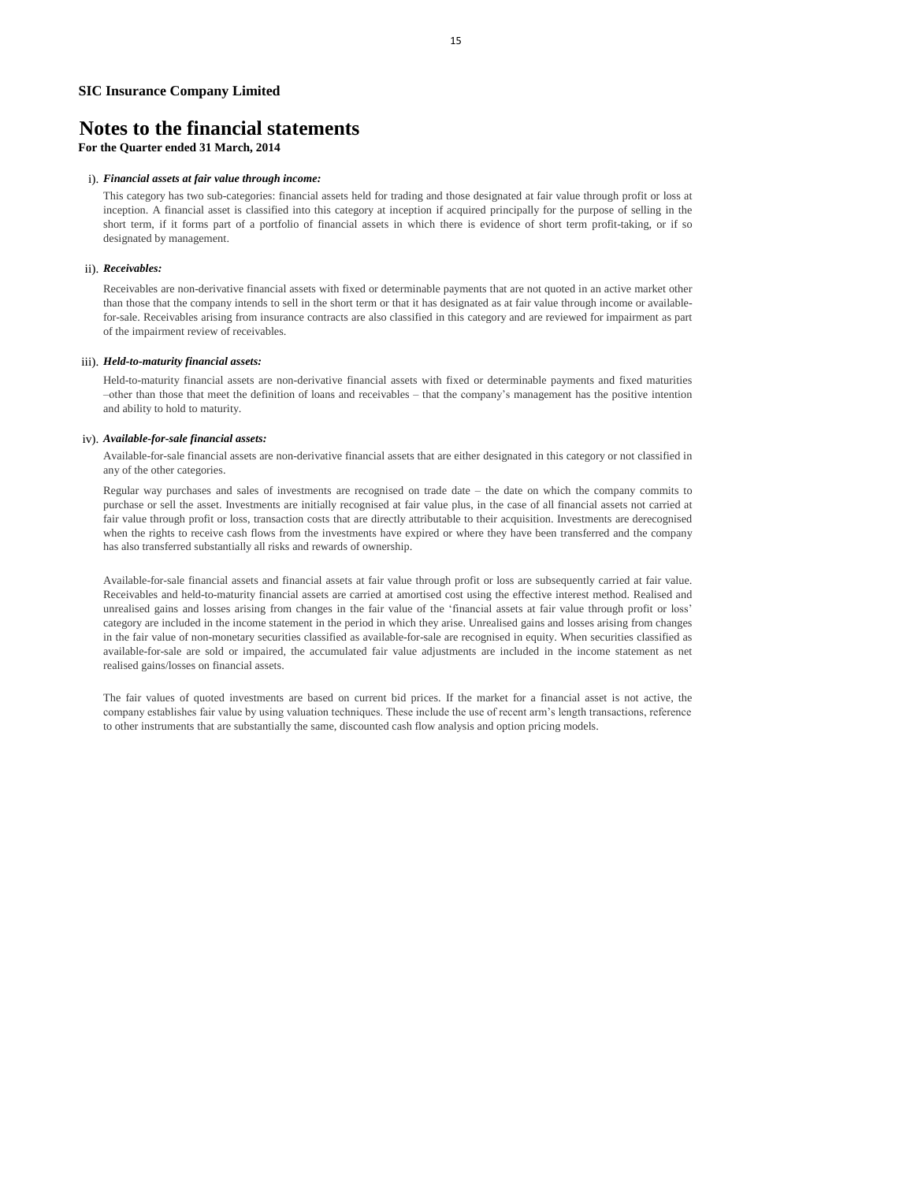**SIC Insurance Company Limited**

# Notes to the financial statements

**For the Quarter ended 31 March, 2014**

i). ***Financial assets at fair value through income:***

This category has two sub-categories: financial assets held for trading and those designated at fair value through profit or loss at inception. A financial asset is classified into this category at inception if acquired principally for the purpose of selling in the short term, if it forms part of a portfolio of financial assets in which there is evidence of short term profit-taking, or if so designated by management.

ii). ***Receivables:***

Receivables are non-derivative financial assets with fixed or determinable payments that are not quoted in an active market other than those that the company intends to sell in the short term or that it has designated as at fair value through income or available-for-sale. Receivables arising from insurance contracts are also classified in this category and are reviewed for impairment as part of the impairment review of receivables.

iii). ***Held-to-maturity financial assets:***

Held-to-maturity financial assets are non-derivative financial assets with fixed or determinable payments and fixed maturities –other than those that meet the definition of loans and receivables – that the company's management has the positive intention and ability to hold to maturity.

iv). ***Available-for-sale financial assets:***

Available-for-sale financial assets are non-derivative financial assets that are either designated in this category or not classified in any of the other categories.

Regular way purchases and sales of investments are recognised on trade date – the date on which the company commits to purchase or sell the asset. Investments are initially recognised at fair value plus, in the case of all financial assets not carried at fair value through profit or loss, transaction costs that are directly attributable to their acquisition. Investments are derecognised when the rights to receive cash flows from the investments have expired or where they have been transferred and the company has also transferred substantially all risks and rewards of ownership.

Available-for-sale financial assets and financial assets at fair value through profit or loss are subsequently carried at fair value. Receivables and held-to-maturity financial assets are carried at amortised cost using the effective interest method. Realised and unrealised gains and losses arising from changes in the fair value of the 'financial assets at fair value through profit or loss' category are included in the income statement in the period in which they arise. Unrealised gains and losses arising from changes in the fair value of non-monetary securities classified as available-for-sale are recognised in equity. When securities classified as available-for-sale are sold or impaired, the accumulated fair value adjustments are included in the income statement as net realised gains/losses on financial assets.

The fair values of quoted investments are based on current bid prices. If the market for a financial asset is not active, the company establishes fair value by using valuation techniques. These include the use of recent arm's length transactions, reference to other instruments that are substantially the same, discounted cash flow analysis and option pricing models.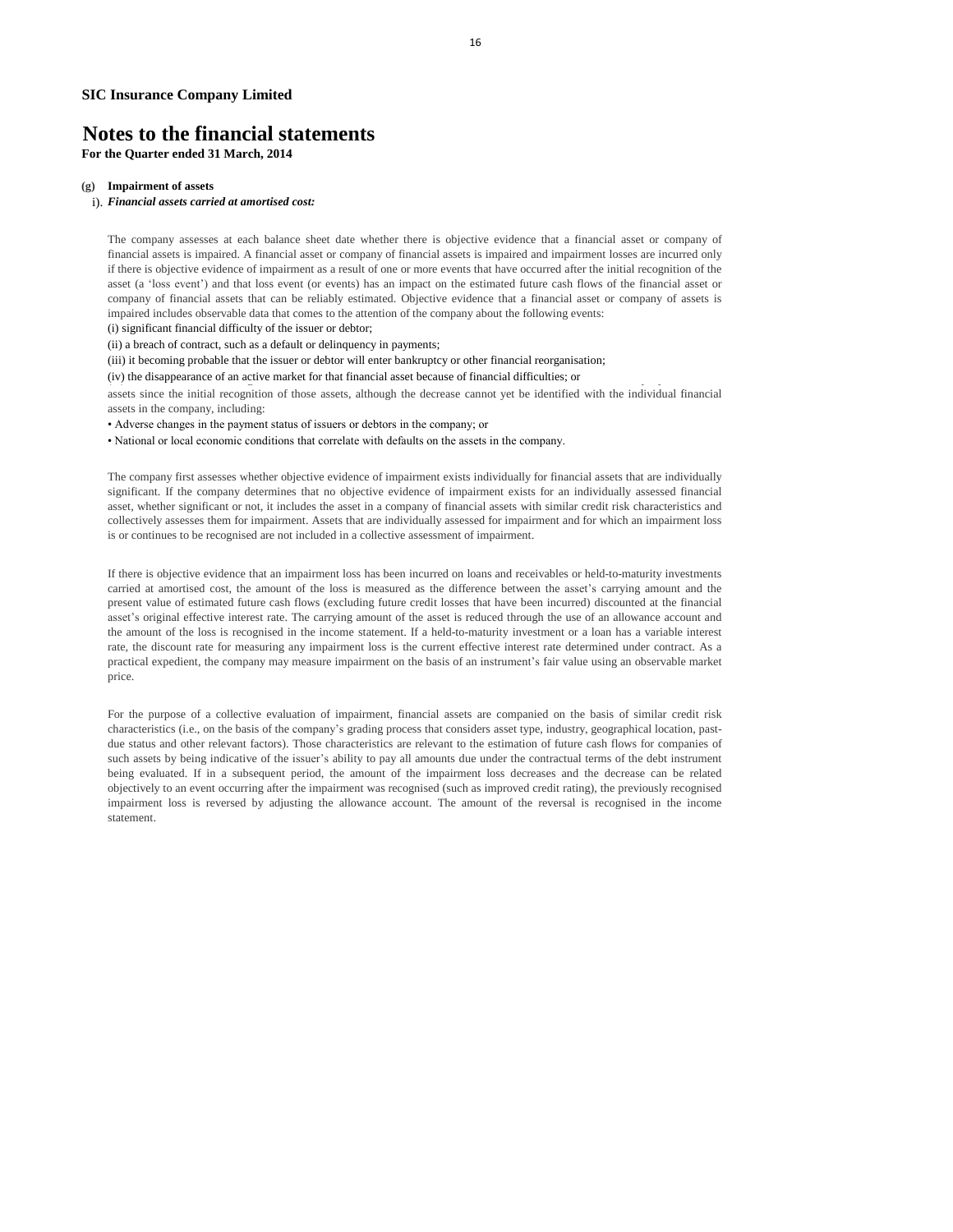**SIC Insurance Company Limited**

# Notes to the financial statements

**For the Quarter ended 31 March, 2014**

**(g) Impairment of assets**

i). ***Financial assets carried at amortised cost:***

The company assesses at each balance sheet date whether there is objective evidence that a financial asset or company of financial assets is impaired. A financial asset or company of financial assets is impaired and impairment losses are incurred only if there is objective evidence of impairment as a result of one or more events that have occurred after the initial recognition of the asset (a 'loss event') and that loss event (or events) has an impact on the estimated future cash flows of the financial asset or company of financial assets that can be reliably estimated. Objective evidence that a financial asset or company of assets is impaired includes observable data that comes to the attention of the company about the following events:

(i) significant financial difficulty of the issuer or debtor;

(ii) a breach of contract, such as a default or delinquency in payments;

(iii) it becoming probable that the issuer or debtor will enter bankruptcy or other financial reorganisation;

(iv) the disappearance of an active market for that financial asset because of financial difficulties; or

assets since the initial recognition of those assets, although the decrease cannot yet be identified with the individual financial assets in the company, including:

- Adverse changes in the payment status of issuers or debtors in the company; or
- National or local economic conditions that correlate with defaults on the assets in the company.

The company first assesses whether objective evidence of impairment exists individually for financial assets that are individually significant. If the company determines that no objective evidence of impairment exists for an individually assessed financial asset, whether significant or not, it includes the asset in a company of financial assets with similar credit risk characteristics and collectively assesses them for impairment. Assets that are individually assessed for impairment and for which an impairment loss is or continues to be recognised are not included in a collective assessment of impairment.

If there is objective evidence that an impairment loss has been incurred on loans and receivables or held-to-maturity investments carried at amortised cost, the amount of the loss is measured as the difference between the asset's carrying amount and the present value of estimated future cash flows (excluding future credit losses that have been incurred) discounted at the financial asset's original effective interest rate. The carrying amount of the asset is reduced through the use of an allowance account and the amount of the loss is recognised in the income statement. If a held-to-maturity investment or a loan has a variable interest rate, the discount rate for measuring any impairment loss is the current effective interest rate determined under contract. As a practical expedient, the company may measure impairment on the basis of an instrument's fair value using an observable market price.

For the purpose of a collective evaluation of impairment, financial assets are companied on the basis of similar credit risk characteristics (i.e., on the basis of the company's grading process that considers asset type, industry, geographical location, past-due status and other relevant factors). Those characteristics are relevant to the estimation of future cash flows for companies of such assets by being indicative of the issuer's ability to pay all amounts due under the contractual terms of the debt instrument being evaluated. If in a subsequent period, the amount of the impairment loss decreases and the decrease can be related objectively to an event occurring after the impairment was recognised (such as improved credit rating), the previously recognised impairment loss is reversed by adjusting the allowance account. The amount of the reversal is recognised in the income statement.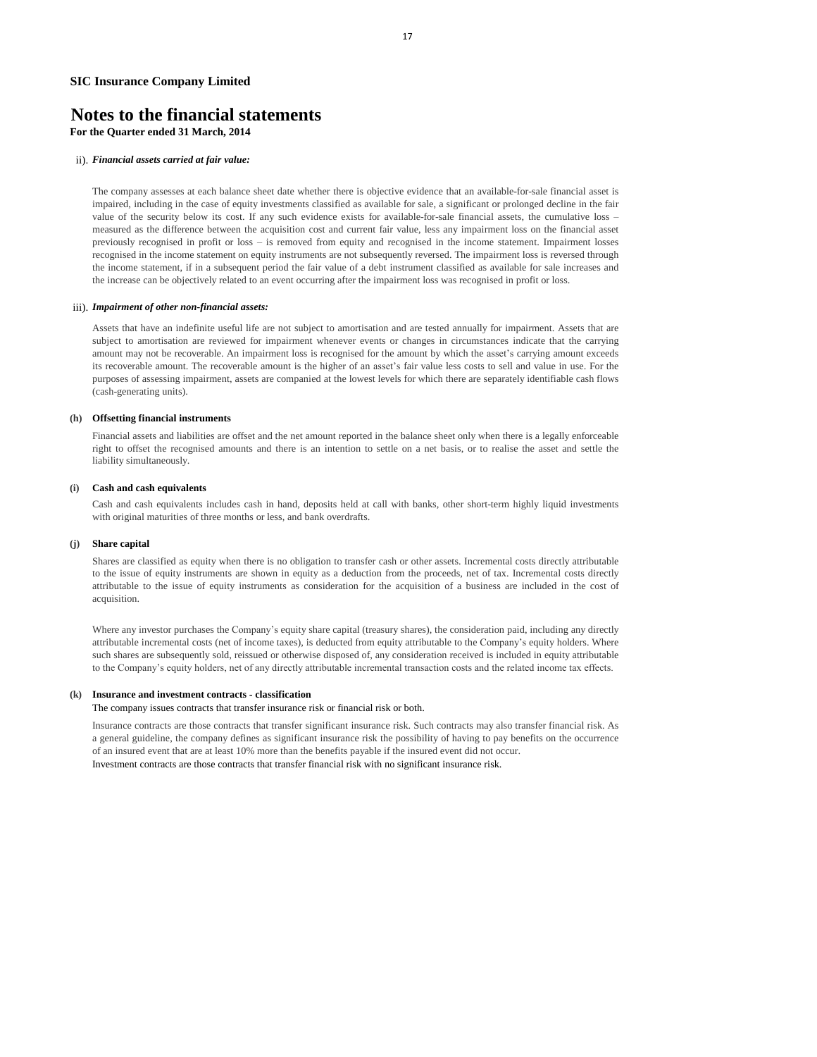**SIC Insurance Company Limited**

# Notes to the financial statements

**For the Quarter ended 31 March, 2014**

ii). ***Financial assets carried at fair value:***

The company assesses at each balance sheet date whether there is objective evidence that an available-for-sale financial asset is impaired, including in the case of equity investments classified as available for sale, a significant or prolonged decline in the fair value of the security below its cost. If any such evidence exists for available-for-sale financial assets, the cumulative loss – measured as the difference between the acquisition cost and current fair value, less any impairment loss on the financial asset previously recognised in profit or loss – is removed from equity and recognised in the income statement. Impairment losses recognised in the income statement on equity instruments are not subsequently reversed. The impairment loss is reversed through the income statement, if in a subsequent period the fair value of a debt instrument classified as available for sale increases and the increase can be objectively related to an event occurring after the impairment loss was recognised in profit or loss.

iii). ***Impairment of other non-financial assets:***

Assets that have an indefinite useful life are not subject to amortisation and are tested annually for impairment. Assets that are subject to amortisation are reviewed for impairment whenever events or changes in circumstances indicate that the carrying amount may not be recoverable. An impairment loss is recognised for the amount by which the asset's carrying amount exceeds its recoverable amount. The recoverable amount is the higher of an asset's fair value less costs to sell and value in use. For the purposes of assessing impairment, assets are companied at the lowest levels for which there are separately identifiable cash flows (cash-generating units).

**(h) Offsetting financial instruments**

Financial assets and liabilities are offset and the net amount reported in the balance sheet only when there is a legally enforceable right to offset the recognised amounts and there is an intention to settle on a net basis, or to realise the asset and settle the liability simultaneously.

**(i) Cash and cash equivalents**

Cash and cash equivalents includes cash in hand, deposits held at call with banks, other short-term highly liquid investments with original maturities of three months or less, and bank overdrafts.

**(j) Share capital**

Shares are classified as equity when there is no obligation to transfer cash or other assets. Incremental costs directly attributable to the issue of equity instruments are shown in equity as a deduction from the proceeds, net of tax. Incremental costs directly attributable to the issue of equity instruments as consideration for the acquisition of a business are included in the cost of acquisition.

Where any investor purchases the Company's equity share capital (treasury shares), the consideration paid, including any directly attributable incremental costs (net of income taxes), is deducted from equity attributable to the Company's equity holders. Where such shares are subsequently sold, reissued or otherwise disposed of, any consideration received is included in equity attributable to the Company's equity holders, net of any directly attributable incremental transaction costs and the related income tax effects.

**(k) Insurance and investment contracts - classification**

The company issues contracts that transfer insurance risk or financial risk or both.

Insurance contracts are those contracts that transfer significant insurance risk. Such contracts may also transfer financial risk. As a general guideline, the company defines as significant insurance risk the possibility of having to pay benefits on the occurrence of an insured event that are at least 10% more than the benefits payable if the insured event did not occur.

Investment contracts are those contracts that transfer financial risk with no significant insurance risk.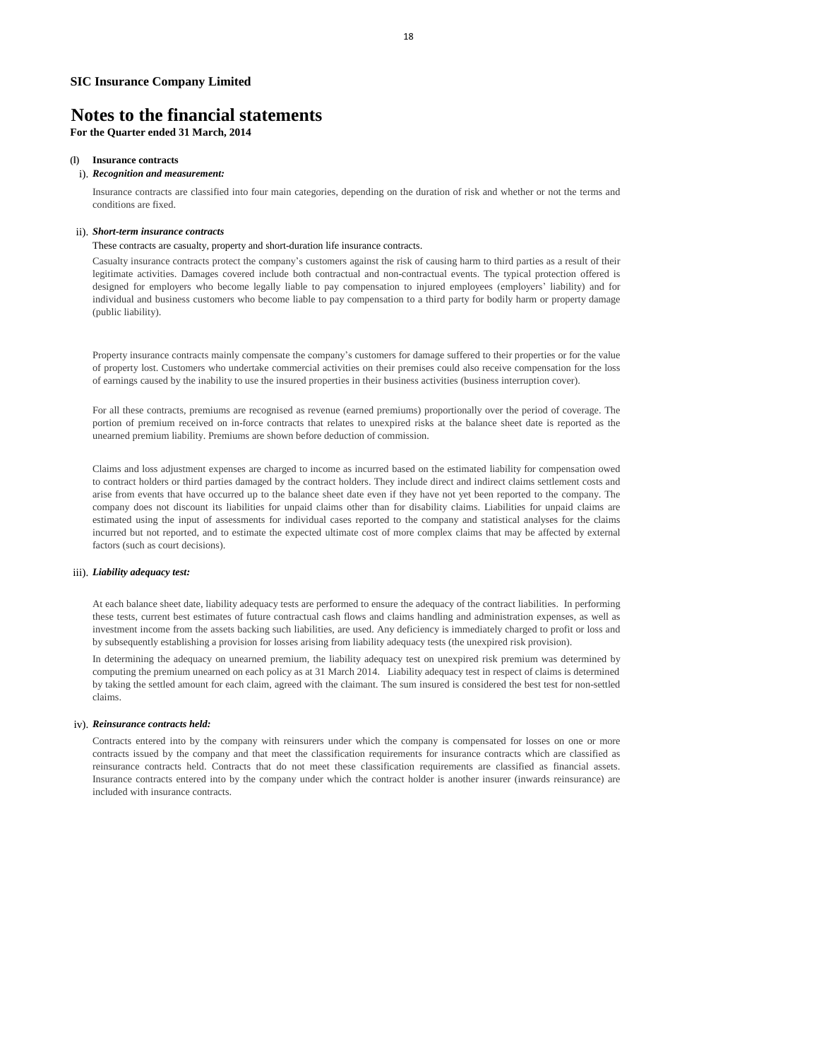**SIC Insurance Company Limited**

# Notes to the financial statements

**For the Quarter ended 31 March, 2014**

**(l) Insurance contracts**

i). ***Recognition and measurement:***

Insurance contracts are classified into four main categories, depending on the duration of risk and whether or not the terms and conditions are fixed.

ii). ***Short-term insurance contracts***

These contracts are casualty, property and short-duration life insurance contracts.

Casualty insurance contracts protect the company's customers against the risk of causing harm to third parties as a result of their legitimate activities. Damages covered include both contractual and non-contractual events. The typical protection offered is designed for employers who become legally liable to pay compensation to injured employees (employers' liability) and for individual and business customers who become liable to pay compensation to a third party for bodily harm or property damage (public liability).

Property insurance contracts mainly compensate the company's customers for damage suffered to their properties or for the value of property lost. Customers who undertake commercial activities on their premises could also receive compensation for the loss of earnings caused by the inability to use the insured properties in their business activities (business interruption cover).

For all these contracts, premiums are recognised as revenue (earned premiums) proportionally over the period of coverage. The portion of premium received on in-force contracts that relates to unexpired risks at the balance sheet date is reported as the unearned premium liability. Premiums are shown before deduction of commission.

Claims and loss adjustment expenses are charged to income as incurred based on the estimated liability for compensation owed to contract holders or third parties damaged by the contract holders. They include direct and indirect claims settlement costs and arise from events that have occurred up to the balance sheet date even if they have not yet been reported to the company. The company does not discount its liabilities for unpaid claims other than for disability claims. Liabilities for unpaid claims are estimated using the input of assessments for individual cases reported to the company and statistical analyses for the claims incurred but not reported, and to estimate the expected ultimate cost of more complex claims that may be affected by external factors (such as court decisions).

iii). ***Liability adequacy test:***

At each balance sheet date, liability adequacy tests are performed to ensure the adequacy of the contract liabilities. In performing these tests, current best estimates of future contractual cash flows and claims handling and administration expenses, as well as investment income from the assets backing such liabilities, are used. Any deficiency is immediately charged to profit or loss and by subsequently establishing a provision for losses arising from liability adequacy tests (the unexpired risk provision).

In determining the adequacy on unearned premium, the liability adequacy test on unexpired risk premium was determined by computing the premium unearned on each policy as at 31 March 2014. Liability adequacy test in respect of claims is determined by taking the settled amount for each claim, agreed with the claimant. The sum insured is considered the best test for non-settled claims.

iv). ***Reinsurance contracts held:***

Contracts entered into by the company with reinsurers under which the company is compensated for losses on one or more contracts issued by the company and that meet the classification requirements for insurance contracts which are classified as reinsurance contracts held. Contracts that do not meet these classification requirements are classified as financial assets. Insurance contracts entered into by the company under which the contract holder is another insurer (inwards reinsurance) are included with insurance contracts.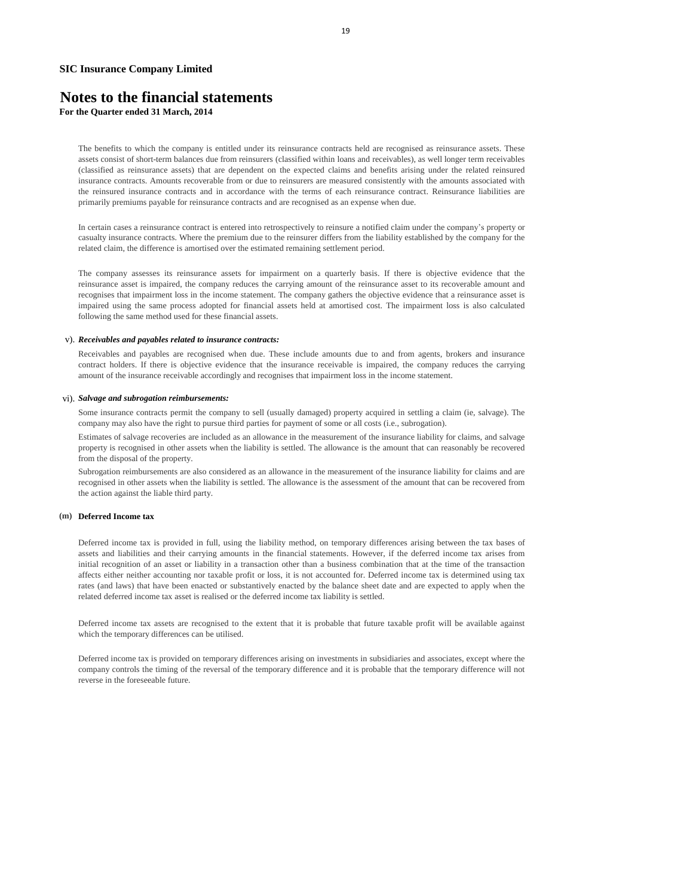**SIC Insurance Company Limited**

# Notes to the financial statements

**For the Quarter ended 31 March, 2014**

The benefits to which the company is entitled under its reinsurance contracts held are recognised as reinsurance assets. These assets consist of short-term balances due from reinsurers (classified within loans and receivables), as well longer term receivables (classified as reinsurance assets) that are dependent on the expected claims and benefits arising under the related reinsured insurance contracts. Amounts recoverable from or due to reinsurers are measured consistently with the amounts associated with the reinsured insurance contracts and in accordance with the terms of each reinsurance contract. Reinsurance liabilities are primarily premiums payable for reinsurance contracts and are recognised as an expense when due.

In certain cases a reinsurance contract is entered into retrospectively to reinsure a notified claim under the company's property or casualty insurance contracts. Where the premium due to the reinsurer differs from the liability established by the company for the related claim, the difference is amortised over the estimated remaining settlement period.

The company assesses its reinsurance assets for impairment on a quarterly basis. If there is objective evidence that the reinsurance asset is impaired, the company reduces the carrying amount of the reinsurance asset to its recoverable amount and recognises that impairment loss in the income statement. The company gathers the objective evidence that a reinsurance asset is impaired using the same process adopted for financial assets held at amortised cost. The impairment loss is also calculated following the same method used for these financial assets.

v). ***Receivables and payables related to insurance contracts:***

Receivables and payables are recognised when due. These include amounts due to and from agents, brokers and insurance contract holders. If there is objective evidence that the insurance receivable is impaired, the company reduces the carrying amount of the insurance receivable accordingly and recognises that impairment loss in the income statement.

vi). ***Salvage and subrogation reimbursements:***

Some insurance contracts permit the company to sell (usually damaged) property acquired in settling a claim (ie, salvage). The company may also have the right to pursue third parties for payment of some or all costs (i.e., subrogation).

Estimates of salvage recoveries are included as an allowance in the measurement of the insurance liability for claims, and salvage property is recognised in other assets when the liability is settled. The allowance is the amount that can reasonably be recovered from the disposal of the property.

Subrogation reimbursements are also considered as an allowance in the measurement of the insurance liability for claims and are recognised in other assets when the liability is settled. The allowance is the assessment of the amount that can be recovered from the action against the liable third party.

**(m) Deferred Income tax**

Deferred income tax is provided in full, using the liability method, on temporary differences arising between the tax bases of assets and liabilities and their carrying amounts in the financial statements. However, if the deferred income tax arises from initial recognition of an asset or liability in a transaction other than a business combination that at the time of the transaction affects either neither accounting nor taxable profit or loss, it is not accounted for. Deferred income tax is determined using tax rates (and laws) that have been enacted or substantively enacted by the balance sheet date and are expected to apply when the related deferred income tax asset is realised or the deferred income tax liability is settled.

Deferred income tax assets are recognised to the extent that it is probable that future taxable profit will be available against which the temporary differences can be utilised.

Deferred income tax is provided on temporary differences arising on investments in subsidiaries and associates, except where the company controls the timing of the reversal of the temporary difference and it is probable that the temporary difference will not reverse in the foreseeable future.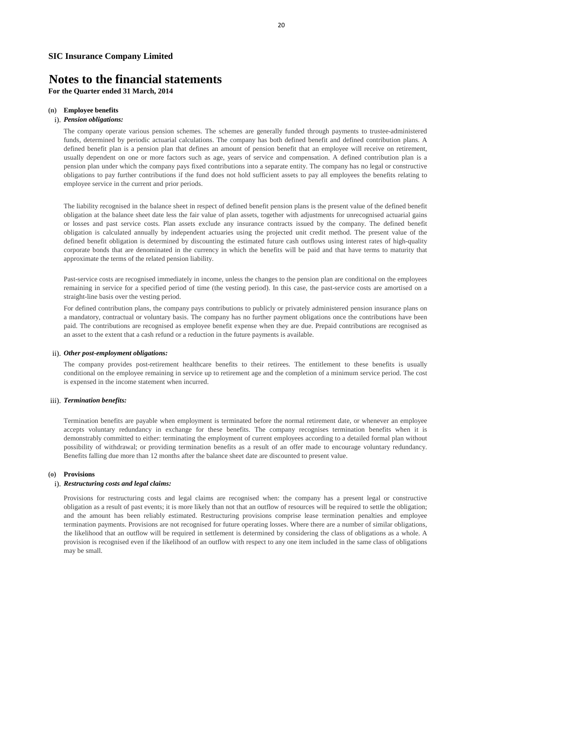**SIC Insurance Company Limited**

# Notes to the financial statements

**For the Quarter ended 31 March, 2014**

**(n) Employee benefits**

i). ***Pension obligations:***

The company operate various pension schemes. The schemes are generally funded through payments to trustee-administered funds, determined by periodic actuarial calculations. The company has both defined benefit and defined contribution plans. A defined benefit plan is a pension plan that defines an amount of pension benefit that an employee will receive on retirement, usually dependent on one or more factors such as age, years of service and compensation. A defined contribution plan is a pension plan under which the company pays fixed contributions into a separate entity. The company has no legal or constructive obligations to pay further contributions if the fund does not hold sufficient assets to pay all employees the benefits relating to employee service in the current and prior periods.

The liability recognised in the balance sheet in respect of defined benefit pension plans is the present value of the defined benefit obligation at the balance sheet date less the fair value of plan assets, together with adjustments for unrecognised actuarial gains or losses and past service costs. Plan assets exclude any insurance contracts issued by the company. The defined benefit obligation is calculated annually by independent actuaries using the projected unit credit method. The present value of the defined benefit obligation is determined by discounting the estimated future cash outflows using interest rates of high-quality corporate bonds that are denominated in the currency in which the benefits will be paid and that have terms to maturity that approximate the terms of the related pension liability.

Past-service costs are recognised immediately in income, unless the changes to the pension plan are conditional on the employees remaining in service for a specified period of time (the vesting period). In this case, the past-service costs are amortised on a straight-line basis over the vesting period.

For defined contribution plans, the company pays contributions to publicly or privately administered pension insurance plans on a mandatory, contractual or voluntary basis. The company has no further payment obligations once the contributions have been paid. The contributions are recognised as employee benefit expense when they are due. Prepaid contributions are recognised as an asset to the extent that a cash refund or a reduction in the future payments is available.

ii). ***Other post-employment obligations:***

The company provides post-retirement healthcare benefits to their retirees. The entitlement to these benefits is usually conditional on the employee remaining in service up to retirement age and the completion of a minimum service period. The cost is expensed in the income statement when incurred.

iii). ***Termination benefits:***

Termination benefits are payable when employment is terminated before the normal retirement date, or whenever an employee accepts voluntary redundancy in exchange for these benefits. The company recognises termination benefits when it is demonstrably committed to either: terminating the employment of current employees according to a detailed formal plan without possibility of withdrawal; or providing termination benefits as a result of an offer made to encourage voluntary redundancy. Benefits falling due more than 12 months after the balance sheet date are discounted to present value.

**(o) Provisions**

i). ***Restructuring costs and legal claims:***

Provisions for restructuring costs and legal claims are recognised when: the company has a present legal or constructive obligation as a result of past events; it is more likely than not that an outflow of resources will be required to settle the obligation; and the amount has been reliably estimated. Restructuring provisions comprise lease termination penalties and employee termination payments. Provisions are not recognised for future operating losses. Where there are a number of similar obligations, the likelihood that an outflow will be required in settlement is determined by considering the class of obligations as a whole. A provision is recognised even if the likelihood of an outflow with respect to any one item included in the same class of obligations may be small.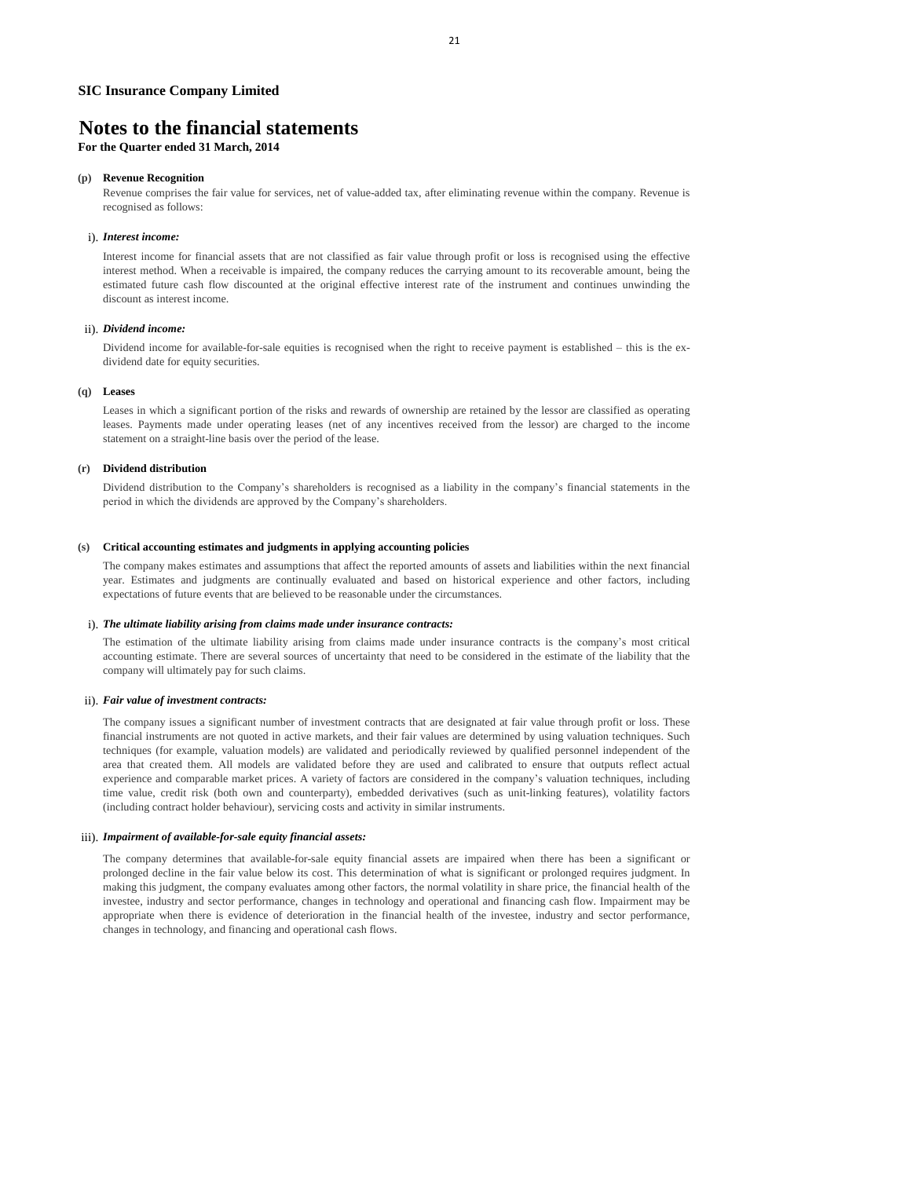**SIC Insurance Company Limited**

# Notes to the financial statements

**For the Quarter ended 31 March, 2014**

**(p) Revenue Recognition**

Revenue comprises the fair value for services, net of value-added tax, after eliminating revenue within the company. Revenue is recognised as follows:

i). ***Interest income:***

Interest income for financial assets that are not classified as fair value through profit or loss is recognised using the effective interest method. When a receivable is impaired, the company reduces the carrying amount to its recoverable amount, being the estimated future cash flow discounted at the original effective interest rate of the instrument and continues unwinding the discount as interest income.

ii). ***Dividend income:***

Dividend income for available-for-sale equities is recognised when the right to receive payment is established – this is the ex-dividend date for equity securities.

**(q) Leases**

Leases in which a significant portion of the risks and rewards of ownership are retained by the lessor are classified as operating leases. Payments made under operating leases (net of any incentives received from the lessor) are charged to the income statement on a straight-line basis over the period of the lease.

**(r) Dividend distribution**

Dividend distribution to the Company's shareholders is recognised as a liability in the company's financial statements in the period in which the dividends are approved by the Company's shareholders.

**(s) Critical accounting estimates and judgments in applying accounting policies**

The company makes estimates and assumptions that affect the reported amounts of assets and liabilities within the next financial year. Estimates and judgments are continually evaluated and based on historical experience and other factors, including expectations of future events that are believed to be reasonable under the circumstances.

i). ***The ultimate liability arising from claims made under insurance contracts:***

The estimation of the ultimate liability arising from claims made under insurance contracts is the company's most critical accounting estimate. There are several sources of uncertainty that need to be considered in the estimate of the liability that the company will ultimately pay for such claims.

ii). ***Fair value of investment contracts:***

The company issues a significant number of investment contracts that are designated at fair value through profit or loss. These financial instruments are not quoted in active markets, and their fair values are determined by using valuation techniques. Such techniques (for example, valuation models) are validated and periodically reviewed by qualified personnel independent of the area that created them. All models are validated before they are used and calibrated to ensure that outputs reflect actual experience and comparable market prices. A variety of factors are considered in the company's valuation techniques, including time value, credit risk (both own and counterparty), embedded derivatives (such as unit-linking features), volatility factors (including contract holder behaviour), servicing costs and activity in similar instruments.

iii). ***Impairment of available-for-sale equity financial assets:***

The company determines that available-for-sale equity financial assets are impaired when there has been a significant or prolonged decline in the fair value below its cost. This determination of what is significant or prolonged requires judgment. In making this judgment, the company evaluates among other factors, the normal volatility in share price, the financial health of the investee, industry and sector performance, changes in technology and operational and financing cash flow. Impairment may be appropriate when there is evidence of deterioration in the financial health of the investee, industry and sector performance, changes in technology, and financing and operational cash flows.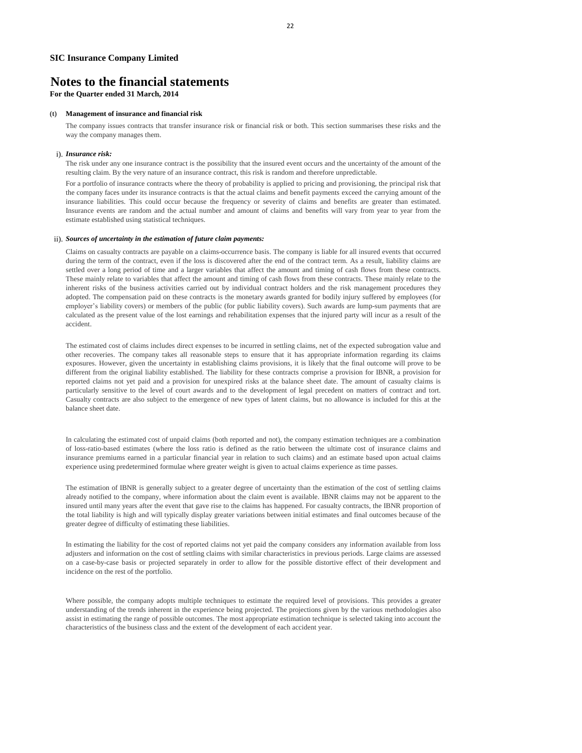**SIC Insurance Company Limited**

# Notes to the financial statements

**For the Quarter ended 31 March, 2014**

**(t) Management of insurance and financial risk**

The company issues contracts that transfer insurance risk or financial risk or both. This section summarises these risks and the way the company manages them.

i). ***Insurance risk:***

The risk under any one insurance contract is the possibility that the insured event occurs and the uncertainty of the amount of the resulting claim. By the very nature of an insurance contract, this risk is random and therefore unpredictable.

For a portfolio of insurance contracts where the theory of probability is applied to pricing and provisioning, the principal risk that the company faces under its insurance contracts is that the actual claims and benefit payments exceed the carrying amount of the insurance liabilities. This could occur because the frequency or severity of claims and benefits are greater than estimated. Insurance events are random and the actual number and amount of claims and benefits will vary from year to year from the estimate established using statistical techniques.

ii). ***Sources of uncertainty in the estimation of future claim payments:***

Claims on casualty contracts are payable on a claims-occurrence basis. The company is liable for all insured events that occurred during the term of the contract, even if the loss is discovered after the end of the contract term. As a result, liability claims are settled over a long period of time and a larger variables that affect the amount and timing of cash flows from these contracts. These mainly relate to variables that affect the amount and timing of cash flows from these contracts. These mainly relate to the inherent risks of the business activities carried out by individual contract holders and the risk management procedures they adopted. The compensation paid on these contracts is the monetary awards granted for bodily injury suffered by employees (for employer's liability covers) or members of the public (for public liability covers). Such awards are lump-sum payments that are calculated as the present value of the lost earnings and rehabilitation expenses that the injured party will incur as a result of the accident.

The estimated cost of claims includes direct expenses to be incurred in settling claims, net of the expected subrogation value and other recoveries. The company takes all reasonable steps to ensure that it has appropriate information regarding its claims exposures. However, given the uncertainty in establishing claims provisions, it is likely that the final outcome will prove to be different from the original liability established. The liability for these contracts comprise a provision for IBNR, a provision for reported claims not yet paid and a provision for unexpired risks at the balance sheet date. The amount of casualty claims is particularly sensitive to the level of court awards and to the development of legal precedent on matters of contract and tort. Casualty contracts are also subject to the emergence of new types of latent claims, but no allowance is included for this at the balance sheet date.

In calculating the estimated cost of unpaid claims (both reported and not), the company estimation techniques are a combination of loss-ratio-based estimates (where the loss ratio is defined as the ratio between the ultimate cost of insurance claims and insurance premiums earned in a particular financial year in relation to such claims) and an estimate based upon actual claims experience using predetermined formulae where greater weight is given to actual claims experience as time passes.

The estimation of IBNR is generally subject to a greater degree of uncertainty than the estimation of the cost of settling claims already notified to the company, where information about the claim event is available. IBNR claims may not be apparent to the insured until many years after the event that gave rise to the claims has happened. For casualty contracts, the IBNR proportion of the total liability is high and will typically display greater variations between initial estimates and final outcomes because of the greater degree of difficulty of estimating these liabilities.

In estimating the liability for the cost of reported claims not yet paid the company considers any information available from loss adjusters and information on the cost of settling claims with similar characteristics in previous periods. Large claims are assessed on a case-by-case basis or projected separately in order to allow for the possible distortive effect of their development and incidence on the rest of the portfolio.

Where possible, the company adopts multiple techniques to estimate the required level of provisions. This provides a greater understanding of the trends inherent in the experience being projected. The projections given by the various methodologies also assist in estimating the range of possible outcomes. The most appropriate estimation technique is selected taking into account the characteristics of the business class and the extent of the development of each accident year.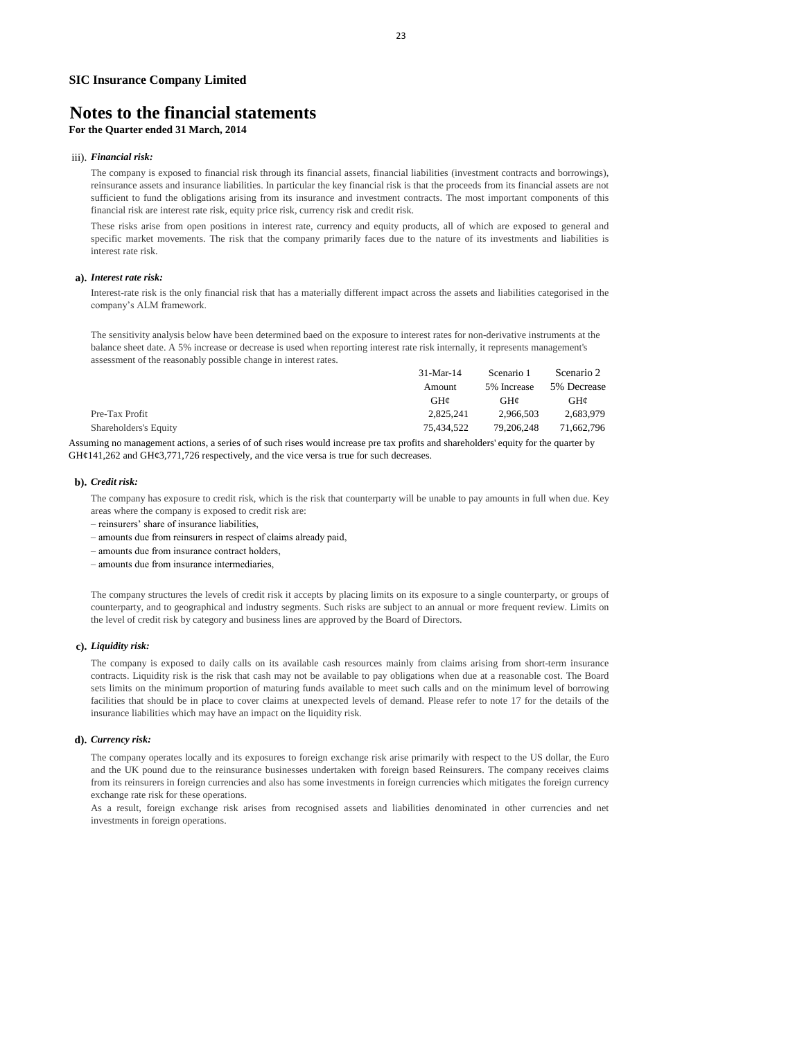**SIC Insurance Company Limited**

# Notes to the financial statements

**For the Quarter ended 31 March, 2014**

iii). ***Financial risk:***

The company is exposed to financial risk through its financial assets, financial liabilities (investment contracts and borrowings), reinsurance assets and insurance liabilities. In particular the key financial risk is that the proceeds from its financial assets are not sufficient to fund the obligations arising from its insurance and investment contracts. The most important components of this financial risk are interest rate risk, equity price risk, currency risk and credit risk.

These risks arise from open positions in interest rate, currency and equity products, all of which are exposed to general and specific market movements. The risk that the company primarily faces due to the nature of its investments and liabilities is interest rate risk.

**a).** ***Interest rate risk:***

Interest-rate risk is the only financial risk that has a materially different impact across the assets and liabilities categorised in the company's ALM framework.

The sensitivity analysis below have been determined baed on the exposure to interest rates for non-derivative instruments at the balance sheet date. A 5% increase or decrease is used when reporting interest rate risk internally, it represents management's assessment of the reasonably possible change in interest rates.

| | 31-Mar-14 | Scenario 1 | Scenario 2 |
|---|---|---|---|
| | Amount | 5% Increase | 5% Decrease |
| | GH¢ | GH¢ | GH¢ |
| Pre-Tax Profit | 2,825,241 | 2,966,503 | 2,683,979 |
| Shareholders's Equity | 75,434,522 | 79,206,248 | 71,662,796 |

Assuming no management actions, a series of of such rises would increase pre tax profits and shareholders' equity for the quarter by GH¢141,262 and GH¢3,771,726 respectively, and the vice versa is true for such decreases.

**b).** ***Credit risk:***

The company has exposure to credit risk, which is the risk that counterparty will be unable to pay amounts in full when due. Key areas where the company is exposed to credit risk are:

– reinsurers' share of insurance liabilities,

– amounts due from reinsurers in respect of claims already paid,

– amounts due from insurance contract holders,

– amounts due from insurance intermediaries,

The company structures the levels of credit risk it accepts by placing limits on its exposure to a single counterparty, or groups of counterparty, and to geographical and industry segments. Such risks are subject to an annual or more frequent review. Limits on the level of credit risk by category and business lines are approved by the Board of Directors.

**c).** ***Liquidity risk:***

The company is exposed to daily calls on its available cash resources mainly from claims arising from short-term insurance contracts. Liquidity risk is the risk that cash may not be available to pay obligations when due at a reasonable cost. The Board sets limits on the minimum proportion of maturing funds available to meet such calls and on the minimum level of borrowing facilities that should be in place to cover claims at unexpected levels of demand. Please refer to note 17 for the details of the insurance liabilities which may have an impact on the liquidity risk.

**d).** ***Currency risk:***

The company operates locally and its exposures to foreign exchange risk arise primarily with respect to the US dollar, the Euro and the UK pound due to the reinsurance businesses undertaken with foreign based Reinsurers. The company receives claims from its reinsurers in foreign currencies and also has some investments in foreign currencies which mitigates the foreign currency exchange rate risk for these operations.

As a result, foreign exchange risk arises from recognised assets and liabilities denominated in other currencies and net investments in foreign operations.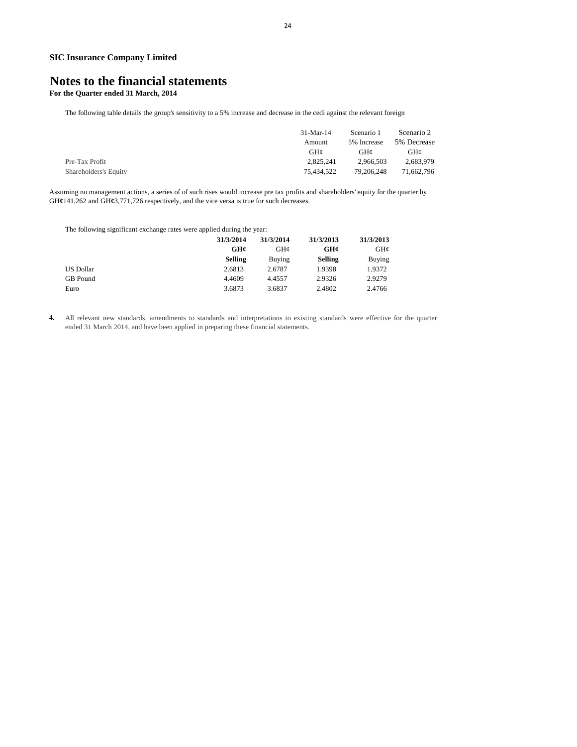**SIC Insurance Company Limited**

# Notes to the financial statements

**For the Quarter ended 31 March, 2014**

The following table details the group's sensitivity to a 5% increase and decrease in the cedi against the relevant foreign

| | 31-Mar-14 | Scenario 1 | Scenario 2 |
|---|---|---|---|
| | Amount | 5% Increase | 5% Decrease |
| | GH¢ | GH¢ | GH¢ |
| Pre-Tax Profit | 2,825,241 | 2,966,503 | 2,683,979 |
| Shareholders's Equity | 75,434,522 | 79,206,248 | 71,662,796 |

Assuming no management actions, a series of of such rises would increase pre tax profits and shareholders' equity for the quarter by GH¢141,262 and GH¢3,771,726 respectively, and the vice versa is true for such decreases.

The following significant exchange rates were applied during the year:

| | **31/3/2014** | **31/3/2014** | **31/3/2013** | **31/3/2013** |
|---|---|---|---|---|
| | **GH¢** | GH¢ | **GH¢** | GH¢ |
| | **Selling** | Buying | **Selling** | Buying |
| US Dollar | 2.6813 | 2.6787 | 1.9398 | 1.9372 |
| GB Pound | 4.4609 | 4.4557 | 2.9326 | 2.9279 |
| Euro | 3.6873 | 3.6837 | 2.4802 | 2.4766 |

**4.** All relevant new standards, amendments to standards and interpretations to existing standards were effective for the quarter ended 31 March 2014, and have been applied in preparing these financial statements.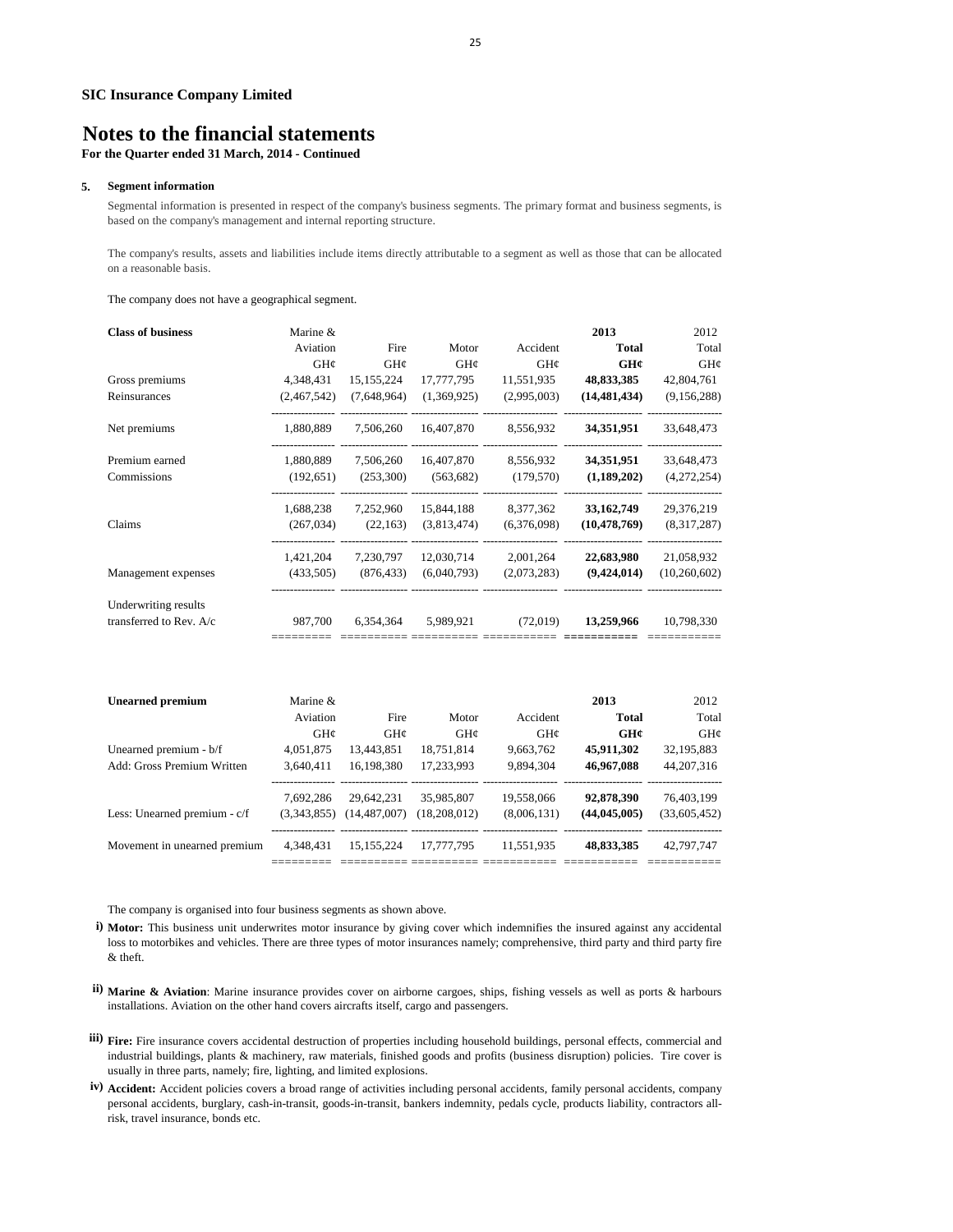**SIC Insurance Company Limited**

# Notes to the financial statements

**For the Quarter ended 31 March, 2014 - Continued**

**5. Segment information**

Segmental information is presented in respect of the company's business segments. The primary format and business segments, is based on the company's management and internal reporting structure.

The company's results, assets and liabilities include items directly attributable to a segment as well as those that can be allocated on a reasonable basis.

The company does not have a geographical segment.

| **Class of business** | Marine & Aviation | Fire | Motor | Accident | **2013 Total** | 2012 Total |
|---|---|---|---|---|---|---|
| | GH¢ | GH¢ | GH¢ | GH¢ | **GH¢** | GH¢ |
| Gross premiums | 4,348,431 | 15,155,224 | 17,777,795 | 11,551,935 | **48,833,385** | 42,804,761 |
| Reinsurances | (2,467,542) | (7,648,964) | (1,369,925) | (2,995,003) | **(14,481,434)** | (9,156,288) |
| Net premiums | 1,880,889 | 7,506,260 | 16,407,870 | 8,556,932 | **34,351,951** | 33,648,473 |
| Premium earned | 1,880,889 | 7,506,260 | 16,407,870 | 8,556,932 | **34,351,951** | 33,648,473 |
| Commissions | (192,651) | (253,300) | (563,682) | (179,570) | **(1,189,202)** | (4,272,254) |
| | 1,688,238 | 7,252,960 | 15,844,188 | 8,377,362 | **33,162,749** | 29,376,219 |
| Claims | (267,034) | (22,163) | (3,813,474) | (6,376,098) | **(10,478,769)** | (8,317,287) |
| | 1,421,204 | 7,230,797 | 12,030,714 | 2,001,264 | **22,683,980** | 21,058,932 |
| Management expenses | (433,505) | (876,433) | (6,040,793) | (2,073,283) | **(9,424,014)** | (10,260,602) |
| Underwriting results transferred to Rev. A/c | 987,700 | 6,354,364 | 5,989,921 | (72,019) | **13,259,966** | 10,798,330 |

| **Unearned premium** | Marine & Aviation | Fire | Motor | Accident | **2013 Total** | 2012 Total |
|---|---|---|---|---|---|---|
| | GH¢ | GH¢ | GH¢ | GH¢ | **GH¢** | GH¢ |
| Unearned premium - b/f | 4,051,875 | 13,443,851 | 18,751,814 | 9,663,762 | **45,911,302** | 32,195,883 |
| Add: Gross Premium Written | 3,640,411 | 16,198,380 | 17,233,993 | 9,894,304 | **46,967,088** | 44,207,316 |
| | 7,692,286 | 29,642,231 | 35,985,807 | 19,558,066 | **92,878,390** | 76,403,199 |
| Less: Unearned premium - c/f | (3,343,855) | (14,487,007) | (18,208,012) | (8,006,131) | **(44,045,005)** | (33,605,452) |
| Movement in unearned premium | 4,348,431 | 15,155,224 | 17,777,795 | 11,551,935 | **48,833,385** | 42,797,747 |

The company is organised into four business segments as shown above.

i) **Motor:** This business unit underwrites motor insurance by giving cover which indemnifies the insured against any accidental loss to motorbikes and vehicles. There are three types of motor insurances namely; comprehensive, third party and third party fire & theft.

ii) **Marine & Aviation**: Marine insurance provides cover on airborne cargoes, ships, fishing vessels as well as ports & harbours installations. Aviation on the other hand covers aircrafts itself, cargo and passengers.

iii) **Fire:** Fire insurance covers accidental destruction of properties including household buildings, personal effects, commercial and industrial buildings, plants & machinery, raw materials, finished goods and profits (business disruption) policies. Tire cover is usually in three parts, namely; fire, lighting, and limited explosions.

iv) **Accident:** Accident policies covers a broad range of activities including personal accidents, family personal accidents, company personal accidents, burglary, cash-in-transit, goods-in-transit, bankers indemnity, pedals cycle, products liability, contractors all-risk, travel insurance, bonds etc.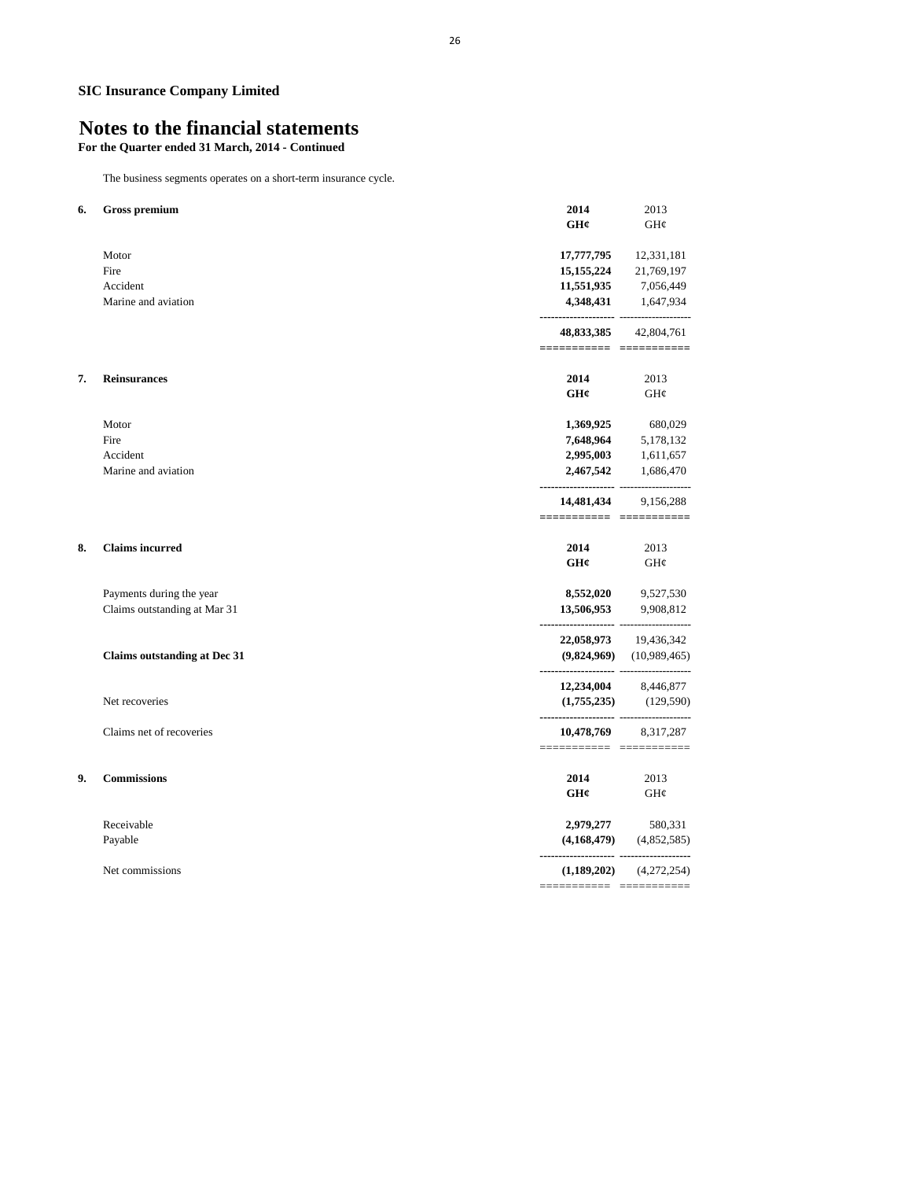**SIC Insurance Company Limited**

# Notes to the financial statements

**For the Quarter ended 31 March, 2014 - Continued**

The business segments operates on a short-term insurance cycle.

**6. Gross premium**

| | 2014 | 2013 |
|---|---|---|
| | GH¢ | GH¢ |
| Motor | **17,777,795** | 12,331,181 |
| Fire | **15,155,224** | 21,769,197 |
| Accident | **11,551,935** | 7,056,449 |
| Marine and aviation | **4,348,431** | 1,647,934 |
| | **48,833,385** | 42,804,761 |

**7. Reinsurances**

| | 2014 | 2013 |
|---|---|---|
| | GH¢ | GH¢ |
| Motor | **1,369,925** | 680,029 |
| Fire | **7,648,964** | 5,178,132 |
| Accident | **2,995,003** | 1,611,657 |
| Marine and aviation | **2,467,542** | 1,686,470 |
| | **14,481,434** | 9,156,288 |

**8. Claims incurred**

| | 2014 | 2013 |
|---|---|---|
| | GH¢ | GH¢ |
| Payments during the year | **8,552,020** | 9,527,530 |
| Claims outstanding at Mar 31 | **13,506,953** | 9,908,812 |
| | **22,058,973** | 19,436,342 |
| **Claims outstanding at Dec 31** | **(9,824,969)** | (10,989,465) |
| | **12,234,004** | 8,446,877 |
| Net recoveries | **(1,755,235)** | (129,590) |
| Claims net of recoveries | **10,478,769** | 8,317,287 |

**9. Commissions**

| | 2014 | 2013 |
|---|---|---|
| | GH¢ | GH¢ |
| Receivable | **2,979,277** | 580,331 |
| Payable | **(4,168,479)** | (4,852,585) |
| Net commissions | **(1,189,202)** | (4,272,254) |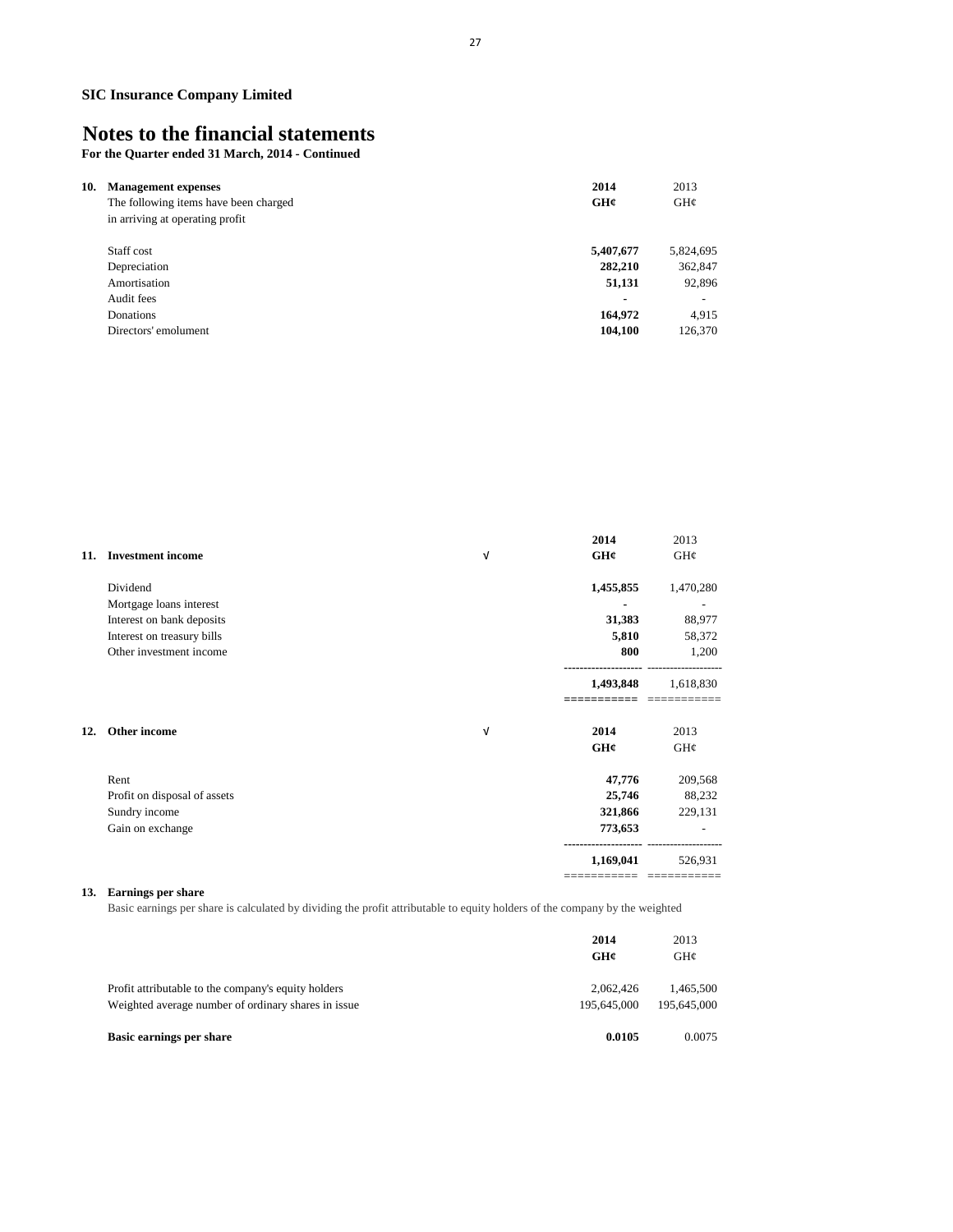**SIC Insurance Company Limited**

# Notes to the financial statements

**For the Quarter ended 31 March, 2014 - Continued**

**10. Management expenses**

The following items have been charged in arriving at operating profit

| | **2014 GH¢** | 2013 GH¢ |
|---|---|---|
| Staff cost | **5,407,677** | 5,824,695 |
| Depreciation | **282,210** | 362,847 |
| Amortisation | **51,131** | 92,896 |
| Audit fees | **-** | - |
| Donations | **164,972** | 4,915 |
| Directors' emolument | **104,100** | 126,370 |

**11. Investment income** √

| | **2014 GH¢** | 2013 GH¢ |
|---|---|---|
| Dividend | **1,455,855** | 1,470,280 |
| Mortgage loans interest | **-** | - |
| Interest on bank deposits | **31,383** | 88,977 |
| Interest on treasury bills | **5,810** | 58,372 |
| Other investment income | **800** | 1,200 |
| | **1,493,848** | 1,618,830 |

**12. Other income** √

| | **2014 GH¢** | 2013 GH¢ |
|---|---|---|
| Rent | **47,776** | 209,568 |
| Profit on disposal of assets | **25,746** | 88,232 |
| Sundry income | **321,866** | 229,131 |
| Gain on exchange | **773,653** | - |
| | **1,169,041** | 526,931 |

**13. Earnings per share**

Basic earnings per share is calculated by dividing the profit attributable to equity holders of the company by the weighted

| | **2014 GH¢** | 2013 GH¢ |
|---|---|---|
| Profit attributable to the company's equity holders | 2,062,426 | 1,465,500 |
| Weighted average number of ordinary shares in issue | 195,645,000 | 195,645,000 |
| **Basic earnings per share** | **0.0105** | 0.0075 |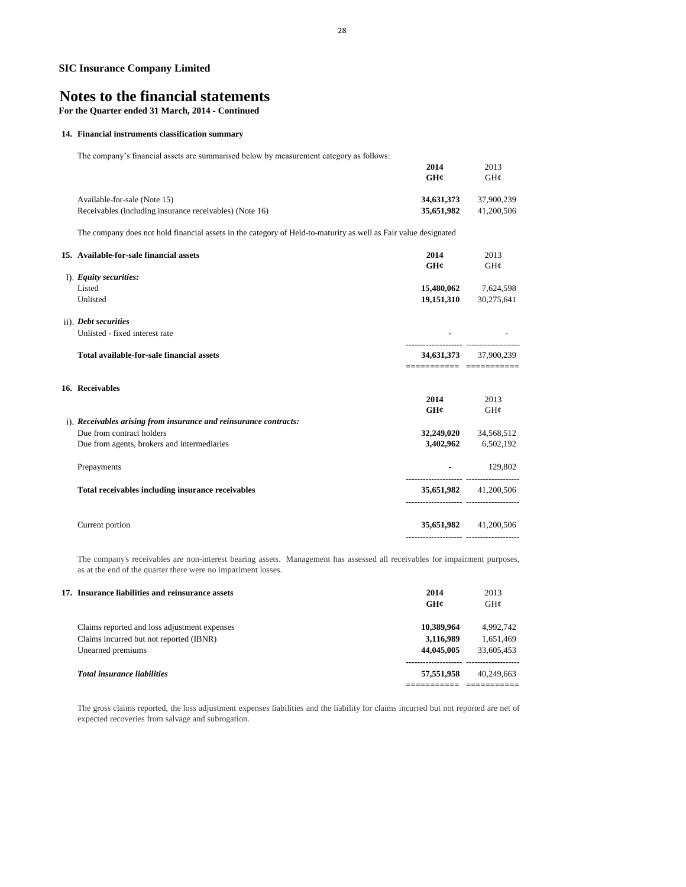**SIC Insurance Company Limited**

# Notes to the financial statements

**For the Quarter ended 31 March, 2014 - Continued**

### 14. Financial instruments classification summary

The company's financial assets are summarised below by measurement category as follows:

| | **2014** | 2013 |
|---|---|---|
| | **GH¢** | GH¢ |
| Available-for-sale (Note 15) | **34,631,373** | 37,900,239 |
| Receivables (including insurance receivables) (Note 16) | **35,651,982** | 41,200,506 |

The company does not hold financial assets in the category of Held-to-maturity as well as Fair value designated

### 15. Available-for-sale financial assets

| | **2014** | 2013 |
|---|---|---|
| | **GH¢** | GH¢ |
| I). ***Equity securities:*** | | |
| Listed | **15,480,062** | 7,624,598 |
| Unlisted | **19,151,310** | 30,275,641 |
| ii). ***Debt securities*** | | |
| Unlisted - fixed interest rate | - | - |
| **Total available-for-sale financial assets** | **34,631,373** | 37,900,239 |

### 16. Receivables

| | **2014** | 2013 |
|---|---|---|
| | **GH¢** | GH¢ |
| i). ***Receivables arising from insurance and reinsurance contracts:*** | | |
| Due from contract holders | **32,249,020** | 34,568,512 |
| Due from agents, brokers and intermediaries | **3,402,962** | 6,502,192 |
| Prepayments | - | 129,802 |
| **Total receivables including insurance receivables** | **35,651,982** | 41,200,506 |
| Current portion | **35,651,982** | 41,200,506 |

The company's receivables are non-interest bearing assets. Management has assessed all receivables for impairment purposes, as at the end of the quarter there were no impariment losses.

### 17. Insurance liabilities and reinsurance assets

| | **2014** | 2013 |
|---|---|---|
| | **GH¢** | GH¢ |
| Claims reported and loss adjustment expenses | **10,389,964** | 4,992,742 |
| Claims incurred but not reported (IBNR) | **3,116,989** | 1,651,469 |
| Unearned premiums | **44,045,005** | 33,605,453 |
| ***Total insurance liabilities*** | **57,551,958** | 40,249,663 |

The gross claims reported, the loss adjustment expenses liabilities and the liability for claims incurred but not reported are net of expected recoveries from salvage and subrogation.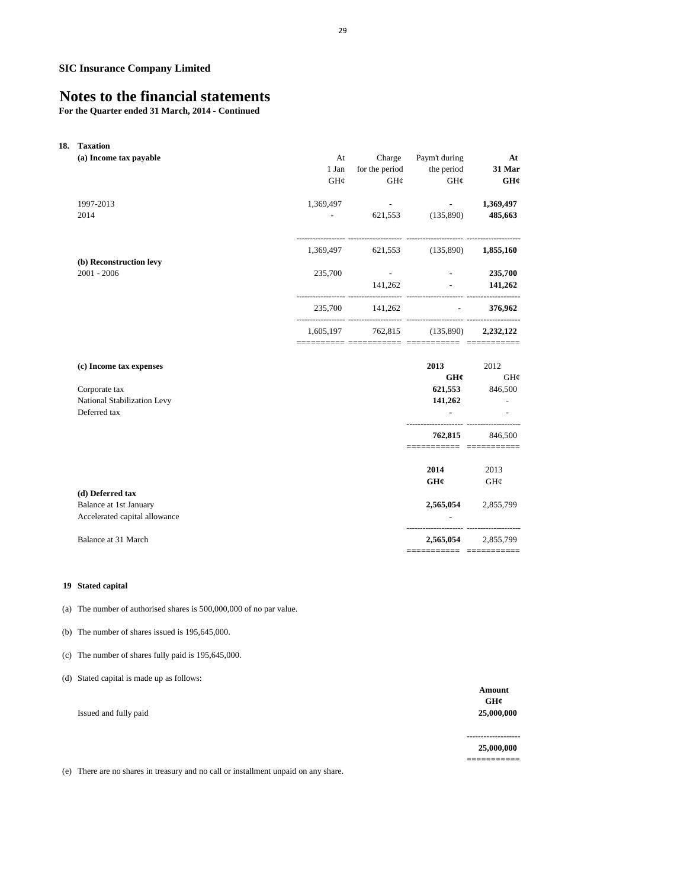**SIC Insurance Company Limited**

# Notes to the financial statements

**For the Quarter ended 31 March, 2014 - Continued**

## 18. Taxation

**(a) Income tax payable**

| | At 1 Jan GH¢ | Charge for the period GH¢ | Paym't during the period GH¢ | **At 31 Mar GH¢** |
|---|---|---|---|---|
| 1997-2013 | 1,369,497 | - | - | **1,369,497** |
| 2014 | - | 621,553 | (135,890) | **485,663** |
| | 1,369,497 | 621,553 | (135,890) | **1,855,160** |
| **(b) Reconstruction levy** | | | | |
| 2001 - 2006 | 235,700 | - | - | **235,700** |
| | | 141,262 | - | **141,262** |
| | 235,700 | 141,262 | - | **376,962** |
| | 1,605,197 | 762,815 | (135,890) | **2,232,122** |

**(c) Income tax expenses**

| | **2013 GH¢** | 2012 GH¢ |
|---|---|---|
| Corporate tax | **621,553** | 846,500 |
| National Stabilization Levy | **141,262** | - |
| Deferred tax | **-** | - |
| | **762,815** | 846,500 |

**(d) Deferred tax**

| | **2014 GH¢** | 2013 GH¢ |
|---|---|---|
| Balance at 1st January | **2,565,054** | 2,855,799 |
| Accelerated capital allowance | **-** | |
| Balance at 31 March | **2,565,054** | 2,855,799 |

## 19 Stated capital

(a) The number of authorised shares is 500,000,000 of no par value.

(b) The number of shares issued is 195,645,000.

(c) The number of shares fully paid is 195,645,000.

(d) Stated capital is made up as follows:

| | **Amount GH¢** |
|---|---|
| Issued and fully paid | **25,000,000** |
| | **25,000,000** |

(e) There are no shares in treasury and no call or installment unpaid on any share.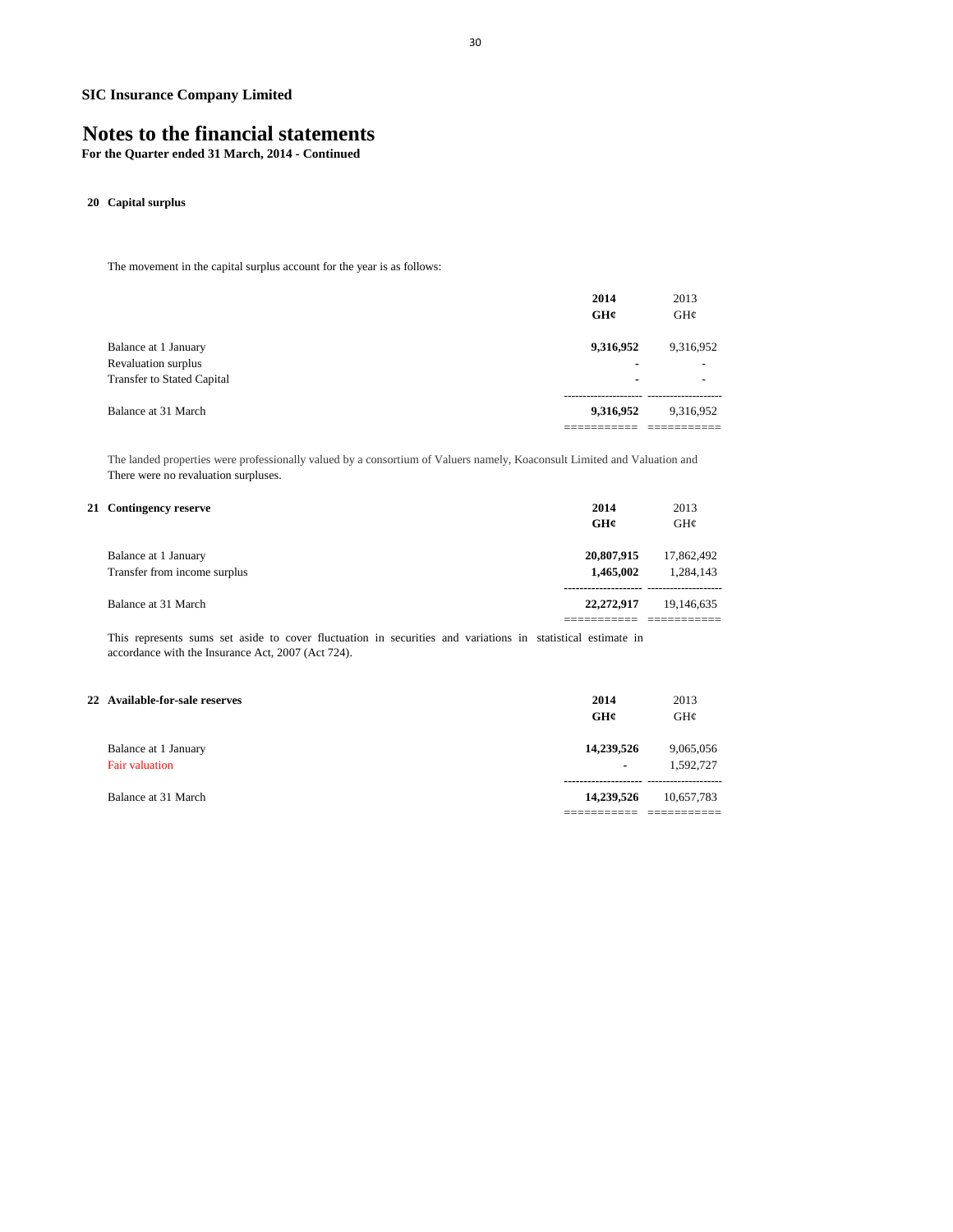**SIC Insurance Company Limited**

# Notes to the financial statements

**For the Quarter ended 31 March, 2014 - Continued**

## 20 Capital surplus

The movement in the capital surplus account for the year is as follows:

| | **2014** | 2013 |
|---|---|---|
| | **GH¢** | GH¢ |
| Balance at 1 January | **9,316,952** | 9,316,952 |
| Revaluation surplus | - | - |
| Transfer to Stated Capital | - | - |
| Balance at 31 March | **9,316,952** | 9,316,952 |

The landed properties were professionally valued by a consortium of Valuers namely, Koaconsult Limited and Valuation and There were no revaluation surpluses.

## 21 Contingency reserve

| | **2014** | 2013 |
|---|---|---|
| | **GH¢** | GH¢ |
| Balance at 1 January | **20,807,915** | 17,862,492 |
| Transfer from income surplus | **1,465,002** | 1,284,143 |
| Balance at 31 March | **22,272,917** | 19,146,635 |

This represents sums set aside to cover fluctuation in securities and variations in statistical estimate in accordance with the Insurance Act, 2007 (Act 724).

## 22 Available-for-sale reserves

| | **2014** | 2013 |
|---|---|---|
| | **GH¢** | GH¢ |
| Balance at 1 January | **14,239,526** | 9,065,056 |
| Fair valuation | - | 1,592,727 |
| Balance at 31 March | **14,239,526** | 10,657,783 |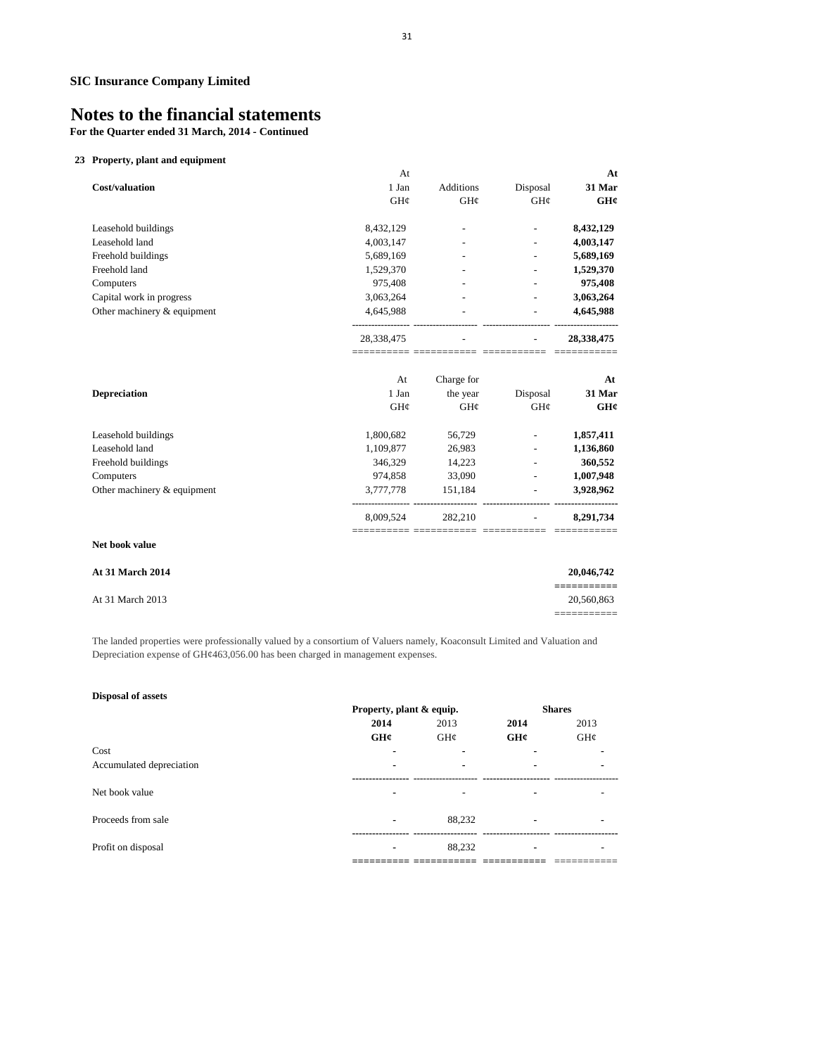**SIC Insurance Company Limited**

# Notes to the financial statements

**For the Quarter ended 31 March, 2014 - Continued**

### 23 Property, plant and equipment

| Cost/valuation | At 1 Jan GH¢ | Additions GH¢ | Disposal GH¢ | **At 31 Mar GH¢** |
|---|---|---|---|---|
| Leasehold buildings | 8,432,129 | - | - | **8,432,129** |
| Leasehold land | 4,003,147 | - | - | **4,003,147** |
| Freehold buildings | 5,689,169 | - | - | **5,689,169** |
| Freehold land | 1,529,370 | - | - | **1,529,370** |
| Computers | 975,408 | - | - | **975,408** |
| Capital work in progress | 3,063,264 | - | - | **3,063,264** |
| Other machinery & equipment | 4,645,988 | - | - | **4,645,988** |
| | 28,338,475 | - | - | **28,338,475** |

| Depreciation | At 1 Jan GH¢ | Charge for the year GH¢ | Disposal GH¢ | **At 31 Mar GH¢** |
|---|---|---|---|---|
| Leasehold buildings | 1,800,682 | 56,729 | - | **1,857,411** |
| Leasehold land | 1,109,877 | 26,983 | - | **1,136,860** |
| Freehold buildings | 346,329 | 14,223 | - | **360,552** |
| Computers | 974,858 | 33,090 | - | **1,007,948** |
| Other machinery & equipment | 3,777,778 | 151,184 | - | **3,928,962** |
| | 8,009,524 | 282,210 | - | **8,291,734** |

**Net book value**

| | |
|---|---|
| **At 31 March 2014** | **20,046,742** |
| At 31 March 2013 | 20,560,863 |

The landed properties were professionally valued by a consortium of Valuers namely, Koaconsult Limited and Valuation and Depreciation expense of GH¢463,056.00 has been charged in management expenses.

**Disposal of assets**

| | Property, plant & equip. | | Shares | |
|---|---|---|---|---|
| | **2014 GH¢** | 2013 GH¢ | **2014 GH¢** | 2013 GH¢ |
| Cost | - | - | - | - |
| Accumulated depreciation | - | - | - | - |
| Net book value | - | - | - | - |
| Proceeds from sale | - | 88,232 | - | - |
| Profit on disposal | - | 88,232 | - | - |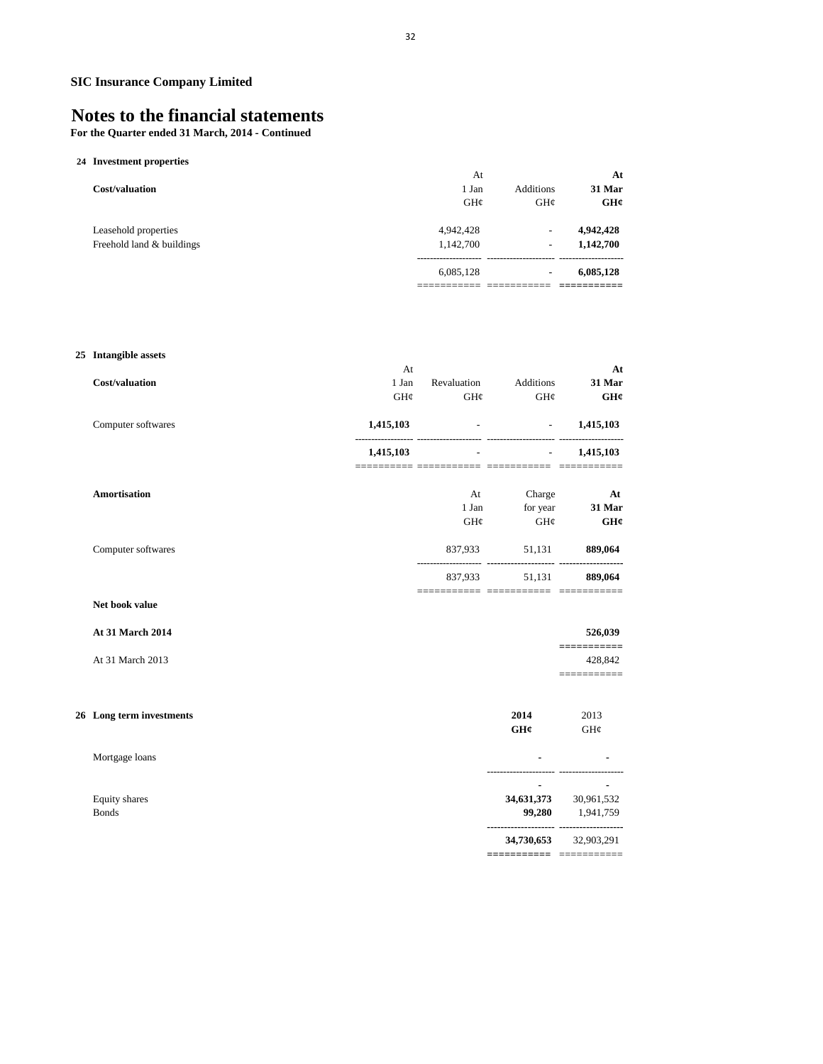**SIC Insurance Company Limited**

# Notes to the financial statements

**For the Quarter ended 31 March, 2014 - Continued**

## 24 Investment properties

| Cost/valuation | At 1 Jan GH¢ | Additions GH¢ | **At 31 Mar GH¢** |
|---|---|---|---|
| Leasehold properties | 4,942,428 | - | **4,942,428** |
| Freehold land & buildings | 1,142,700 | - | **1,142,700** |
| | 6,085,128 | - | **6,085,128** |

## 25 Intangible assets

| Cost/valuation | At 1 Jan GH¢ | Revaluation GH¢ | Additions GH¢ | **At 31 Mar GH¢** |
|---|---|---|---|---|
| Computer softwares | **1,415,103** | - | - | **1,415,103** |
| | **1,415,103** | - | - | **1,415,103** |

| Amortisation | At 1 Jan GH¢ | Charge for year GH¢ | **At 31 Mar GH¢** |
|---|---|---|---|
| Computer softwares | 837,933 | 51,131 | **889,064** |
| | 837,933 | 51,131 | **889,064** |

| Net book value | |
|---|---|
| **At 31 March 2014** | **526,039** |
| At 31 March 2013 | 428,842 |

## 26 Long term investments

| | **2014 GH¢** | 2013 GH¢ |
|---|---|---|
| Mortgage loans | **-** | - |
| | **-** | - |
| Equity shares | **34,631,373** | 30,961,532 |
| Bonds | **99,280** | 1,941,759 |
| | **34,730,653** | 32,903,291 |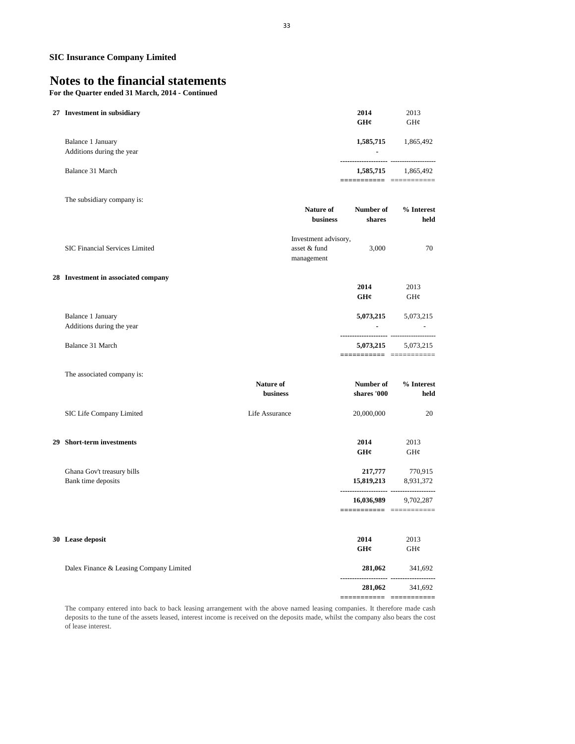**SIC Insurance Company Limited**

# Notes to the financial statements

**For the Quarter ended 31 March, 2014 - Continued**

## 27 Investment in subsidiary

| | 2014 GH¢ | 2013 GH¢ |
|---|---|---|
| Balance 1 January | **1,585,715** | 1,865,492 |
| Additions during the year | - | |
| Balance 31 March | **1,585,715** | 1,865,492 |

The subsidiary company is:

| | Nature of business | Number of shares | % Interest held |
|---|---|---|---|
| SIC Financial Services Limited | Investment advisory, asset & fund management | 3,000 | 70 |

## 28 Investment in associated company

| | 2014 GH¢ | 2013 GH¢ |
|---|---|---|
| Balance 1 January | **5,073,215** | 5,073,215 |
| Additions during the year | - | - |
| Balance 31 March | **5,073,215** | 5,073,215 |

The associated company is:

| | Nature of business | Number of shares '000 | % Interest held |
|---|---|---|---|
| SIC Life Company Limited | Life Assurance | 20,000,000 | 20 |

## 29 Short-term investments

| | 2014 GH¢ | 2013 GH¢ |
|---|---|---|
| Ghana Gov't treasury bills | **217,777** | 770,915 |
| Bank time deposits | **15,819,213** | 8,931,372 |
| | **16,036,989** | 9,702,287 |

## 30 Lease deposit

| | 2014 GH¢ | 2013 GH¢ |
|---|---|---|
| Dalex Finance & Leasing Company Limited | **281,062** | 341,692 |
| | **281,062** | 341,692 |

The company entered into back to back leasing arrangement with the above named leasing companies. It therefore made cash deposits to the tune of the assets leased, interest income is received on the deposits made, whilst the company also bears the cost of lease interest.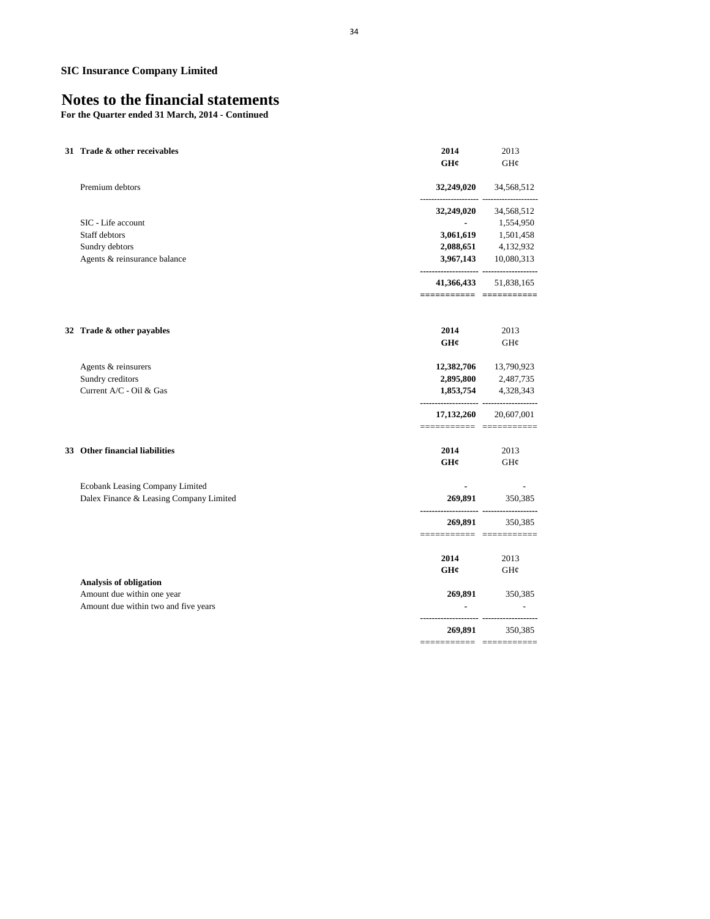**SIC Insurance Company Limited**

# Notes to the financial statements

**For the Quarter ended 31 March, 2014 - Continued**

## 31 Trade & other receivables

| | **2014** | 2013 |
|---|---|---|
| | **GH¢** | GH¢ |
| Premium debtors | **32,249,020** | 34,568,512 |
| | **32,249,020** | 34,568,512 |
| SIC - Life account | **-** | 1,554,950 |
| Staff debtors | **3,061,619** | 1,501,458 |
| Sundry debtors | **2,088,651** | 4,132,932 |
| Agents & reinsurance balance | **3,967,143** | 10,080,313 |
| | **41,366,433** | 51,838,165 |

## 32 Trade & other payables

| | **2014** | 2013 |
|---|---|---|
| | **GH¢** | GH¢ |
| Agents & reinsurers | **12,382,706** | 13,790,923 |
| Sundry creditors | **2,895,800** | 2,487,735 |
| Current A/C - Oil & Gas | **1,853,754** | 4,328,343 |
| | **17,132,260** | 20,607,001 |

## 33 Other financial liabilities

| | **2014** | 2013 |
|---|---|---|
| | **GH¢** | GH¢ |
| Ecobank Leasing Company Limited | **-** | - |
| Dalex Finance & Leasing Company Limited | **269,891** | 350,385 |
| | **269,891** | 350,385 |

| | **2014** | 2013 |
|---|---|---|
| | **GH¢** | GH¢ |
| **Analysis of obligation** | | |
| Amount due within one year | **269,891** | 350,385 |
| Amount due within two and five years | **-** | - |
| | **269,891** | 350,385 |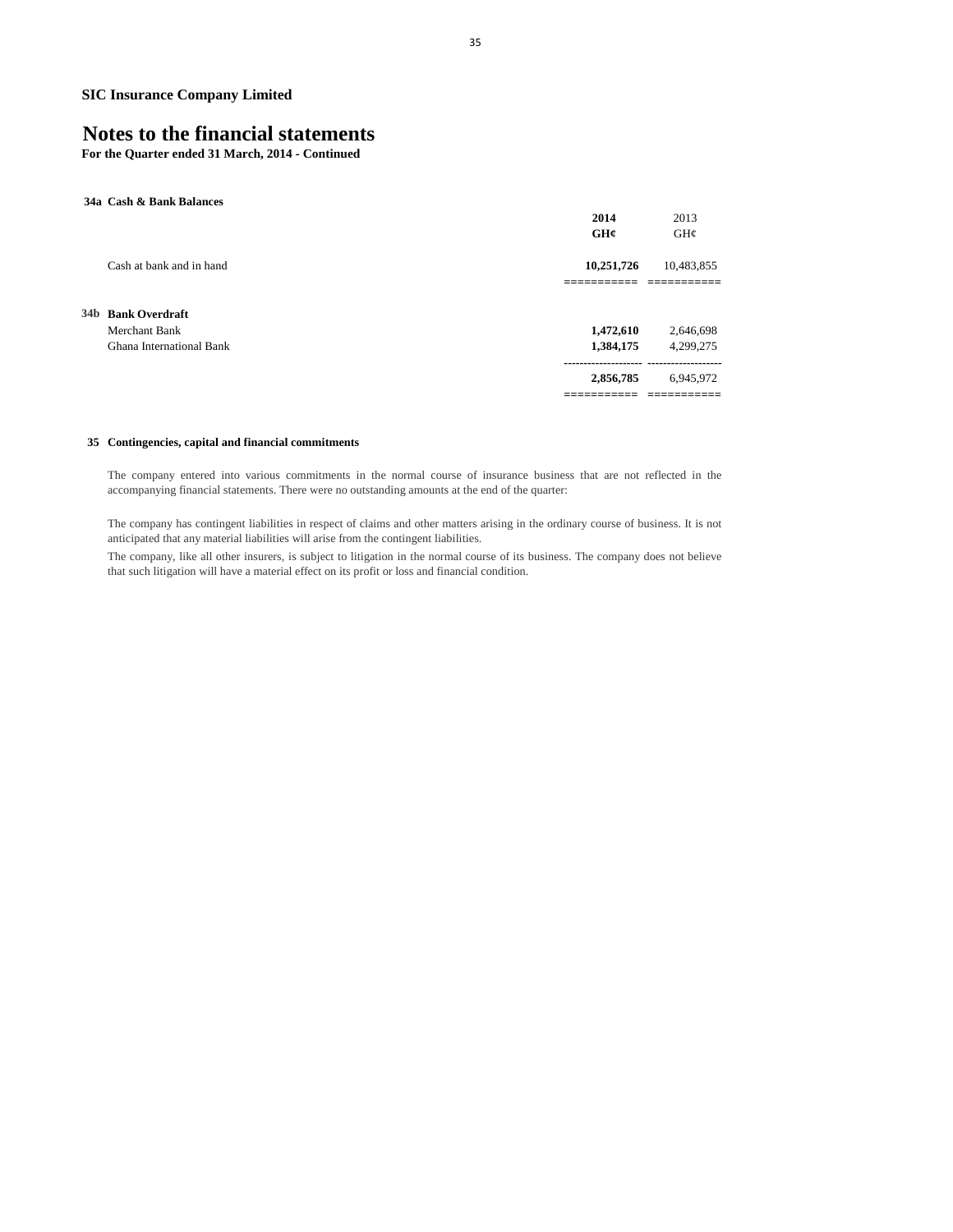**SIC Insurance Company Limited**

# Notes to the financial statements

**For the Quarter ended 31 March, 2014 - Continued**

**34a Cash & Bank Balances**

| | **2014** | 2013 |
|---|---|---|
| | **GH¢** | GH¢ |
| Cash at bank and in hand | **10,251,726** | 10,483,855 |

**34b Bank Overdraft**

| | **2014** | 2013 |
|---|---|---|
| Merchant Bank | **1,472,610** | 2,646,698 |
| Ghana International Bank | **1,384,175** | 4,299,275 |
| | **2,856,785** | 6,945,972 |

**35 Contingencies, capital and financial commitments**

The company entered into various commitments in the normal course of insurance business that are not reflected in the accompanying financial statements. There were no outstanding amounts at the end of the quarter:

The company has contingent liabilities in respect of claims and other matters arising in the ordinary course of business. It is not anticipated that any material liabilities will arise from the contingent liabilities.

The company, like all other insurers, is subject to litigation in the normal course of its business. The company does not believe that such litigation will have a material effect on its profit or loss and financial condition.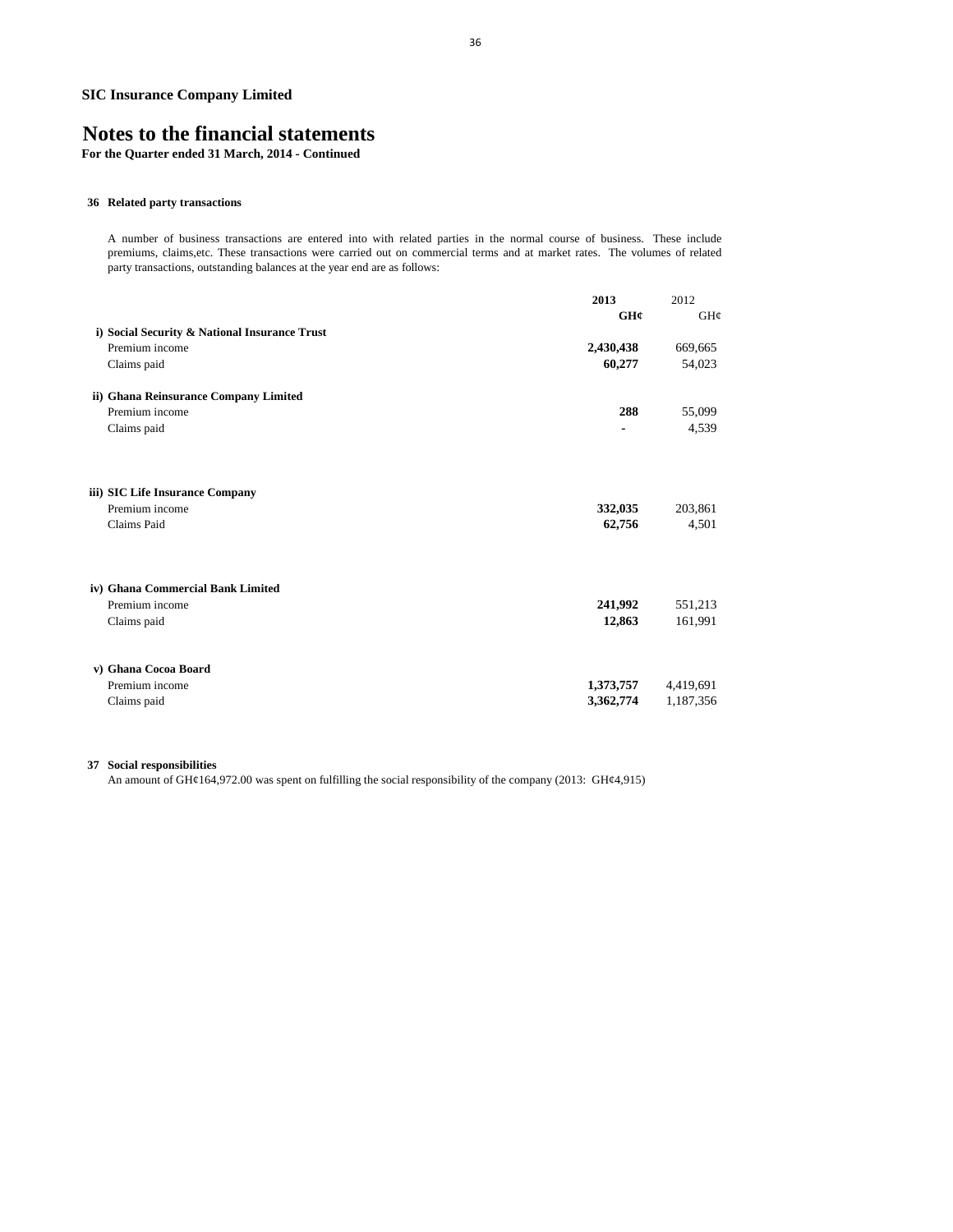**SIC Insurance Company Limited**

# Notes to the financial statements

**For the Quarter ended 31 March, 2014 - Continued**

### 36 Related party transactions

A number of business transactions are entered into with related parties in the normal course of business. These include premiums, claims,etc. These transactions were carried out on commercial terms and at market rates. The volumes of related party transactions, outstanding balances at the year end are as follows:

| | **2013** | 2012 |
|---|---|---|
| | **GH¢** | GH¢ |
| **i) Social Security & National Insurance Trust** | | |
| Premium income | **2,430,438** | 669,665 |
| Claims paid | **60,277** | 54,023 |
| **ii) Ghana Reinsurance Company Limited** | | |
| Premium income | **288** | 55,099 |
| Claims paid | **-** | 4,539 |
| **iii) SIC Life Insurance Company** | | |
| Premium income | **332,035** | 203,861 |
| Claims Paid | **62,756** | 4,501 |
| **iv) Ghana Commercial Bank Limited** | | |
| Premium income | **241,992** | 551,213 |
| Claims paid | **12,863** | 161,991 |
| **v) Ghana Cocoa Board** | | |
| Premium income | **1,373,757** | 4,419,691 |
| Claims paid | **3,362,774** | 1,187,356 |

### 37 Social responsibilities

An amount of GH¢164,972.00 was spent on fulfilling the social responsibility of the company (2013: GH¢4,915)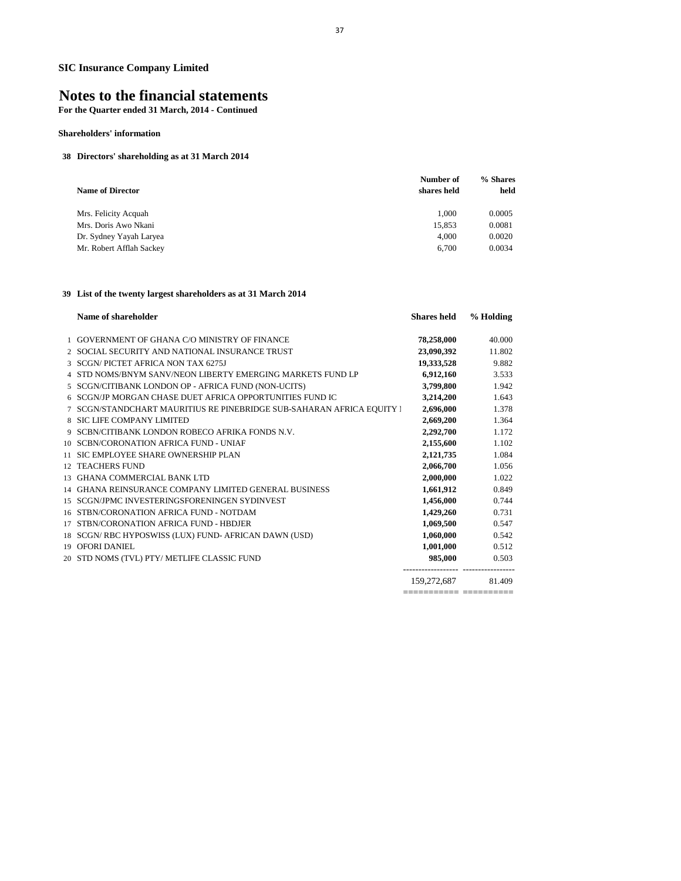**SIC Insurance Company Limited**

# Notes to the financial statements

**For the Quarter ended 31 March, 2014 - Continued**

**Shareholders' information**

### 38 Directors' shareholding as at 31 March 2014

| Name of Director | Number of shares held | % Shares held |
|---|---|---|
| Mrs. Felicity Acquah | 1,000 | 0.0005 |
| Mrs. Doris Awo Nkani | 15,853 | 0.0081 |
| Dr. Sydney Yayah Laryea | 4,000 | 0.0020 |
| Mr. Robert Afflah Sackey | 6,700 | 0.0034 |

### 39 List of the twenty largest shareholders as at 31 March 2014

| | Name of shareholder | Shares held | % Holding |
|---|---|---|---|
| 1 | GOVERNMENT OF GHANA C/O MINISTRY OF FINANCE | **78,258,000** | 40.000 |
| 2 | SOCIAL SECURITY AND NATIONAL INSURANCE TRUST | **23,090,392** | 11.802 |
| 3 | SCGN/ PICTET AFRICA NON TAX 6275J | **19,333,528** | 9.882 |
| 4 | STD NOMS/BNYM SANV/NEON LIBERTY EMERGING MARKETS FUND LP | **6,912,160** | 3.533 |
| 5 | SCGN/CITIBANK LONDON OP - AFRICA FUND (NON-UCITS) | **3,799,800** | 1.942 |
| 6 | SCGN/JP MORGAN CHASE DUET AFRICA OPPORTUNITIES FUND IC | **3,214,200** | 1.643 |
| 7 | SCGN/STANDCHART MAURITIUS RE PINEBRIDGE SUB-SAHARAN AFRICA EQUITY I | **2,696,000** | 1.378 |
| 8 | SIC LIFE COMPANY LIMITED | **2,669,200** | 1.364 |
| 9 | SCBN/CITIBANK LONDON ROBECO AFRIKA FONDS N.V. | **2,292,700** | 1.172 |
| 10 | SCBN/CORONATION AFRICA FUND - UNIAF | **2,155,600** | 1.102 |
| 11 | SIC EMPLOYEE SHARE OWNERSHIP PLAN | **2,121,735** | 1.084 |
| 12 | TEACHERS FUND | **2,066,700** | 1.056 |
| 13 | GHANA COMMERCIAL BANK LTD | **2,000,000** | 1.022 |
| 14 | GHANA REINSURANCE COMPANY LIMITED GENERAL BUSINESS | **1,661,912** | 0.849 |
| 15 | SCGN/JPMC INVESTERINGSFORENINGEN SYDINVEST | **1,456,000** | 0.744 |
| 16 | STBN/CORONATION AFRICA FUND - NOTDAM | **1,429,260** | 0.731 |
| 17 | STBN/CORONATION AFRICA FUND - HBDJER | **1,069,500** | 0.547 |
| 18 | SCGN/ RBC HYPOSWISS (LUX) FUND- AFRICAN DAWN (USD) | **1,060,000** | 0.542 |
| 19 | OFORI DANIEL | **1,001,000** | 0.512 |
| 20 | STD NOMS (TVL) PTY/ METLIFE CLASSIC FUND | **985,000** | 0.503 |
| | | 159,272,687 | 81.409 |